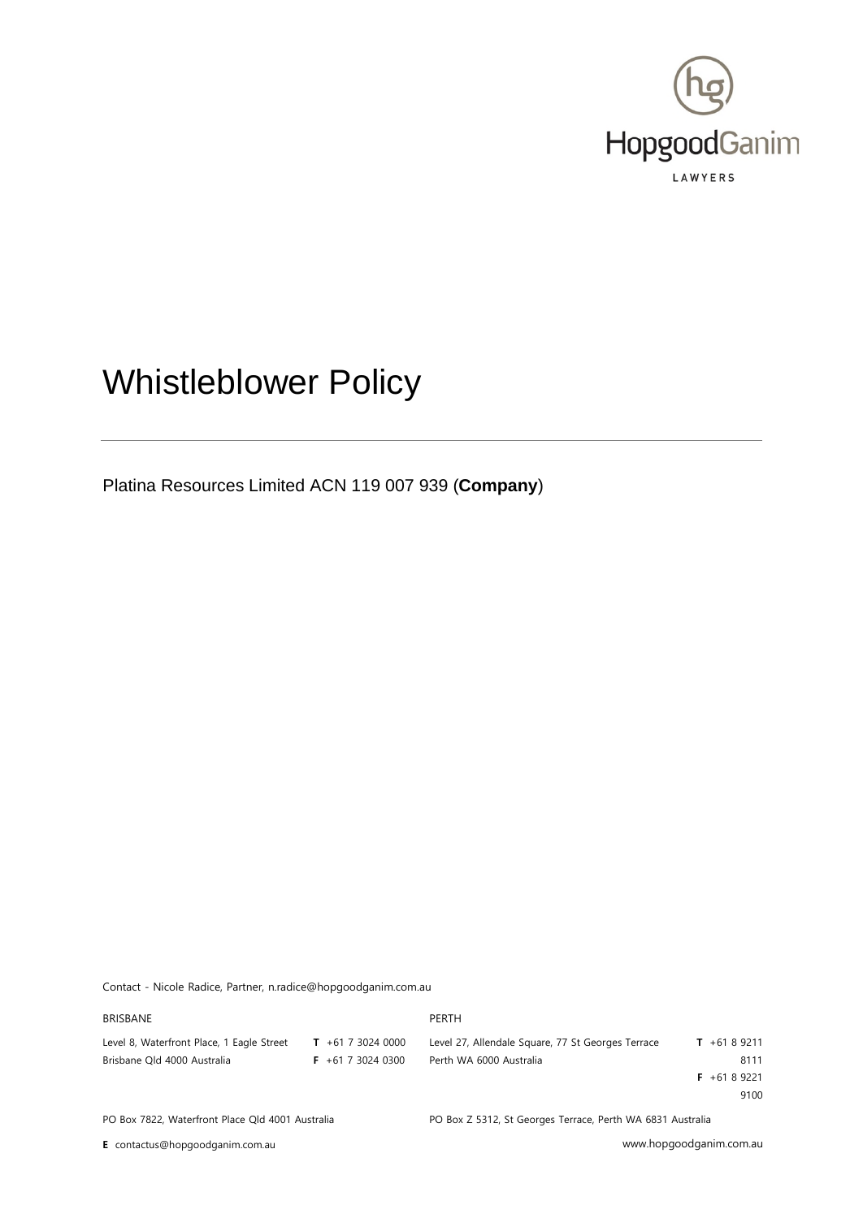HopgoodGanim

LAWYERS

# Whistleblower Policy

Platina Resources Limited ACN 119 007 939 (**Company**)

Contact - Nicole Radice, Partner, n.radice@hopgoodganim.com.au

| BRISBANE | | PERTH | |
|---|---|---|---|
| Level 8, Waterfront Place, 1 Eagle Street | **T** +61 7 3024 0000 | Level 27, Allendale Square, 77 St Georges Terrace | **T** +61 8 9211 8111 |
| Brisbane Qld 4000 Australia | **F** +61 7 3024 0300 | Perth WA 6000 Australia | **F** +61 8 9221 9100 |

PO Box 7822, Waterfront Place Qld 4001 Australia

PO Box Z 5312, St Georges Terrace, Perth WA 6831 Australia

**E** contactus@hopgoodganim.com.au

www.hopgoodganim.com.au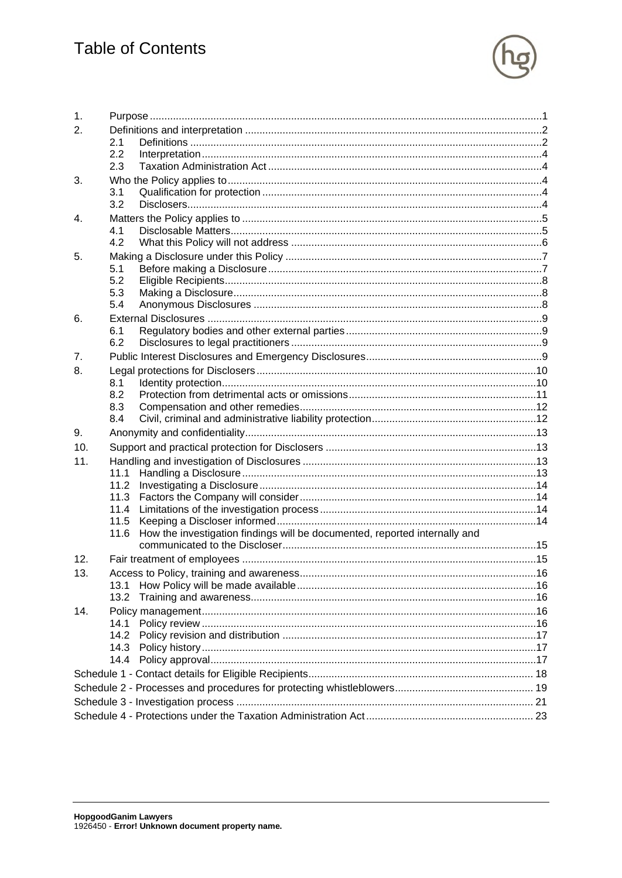# Table of Contents

1. Purpose ....................................................................................................................1
2. Definitions and interpretation ...................................................................................2
   - 2.1 Definitions ........................................................................................................2
   - 2.2 Interpretation ....................................................................................................4
   - 2.3 Taxation Administration Act .............................................................................4
3. Who the Policy applies to ..........................................................................................4
   - 3.1 Qualification for protection ...............................................................................4
   - 3.2 Disclosers .........................................................................................................4
4. Matters the Policy applies to .....................................................................................5
   - 4.1 Disclosable Matters ..........................................................................................5
   - 4.2 What this Policy will not address .....................................................................6
5. Making a Disclosure under this Policy .......................................................................7
   - 5.1 Before making a Disclosure ..............................................................................7
   - 5.2 Eligible Recipients ............................................................................................8
   - 5.3 Making a Disclosure ..........................................................................................8
   - 5.4 Anonymous Disclosures ...................................................................................8
6. External Disclosures ..................................................................................................9
   - 6.1 Regulatory bodies and other external parties ..................................................9
   - 6.2 Disclosures to legal practitioners ......................................................................9
7. Public Interest Disclosures and Emergency Disclosures ............................................9
8. Legal protections for Disclosers ................................................................................10
   - 8.1 Identity protection ............................................................................................10
   - 8.2 Protection from detrimental acts or omissions ................................................11
   - 8.3 Compensation and other remedies .................................................................12
   - 8.4 Civil, criminal and administrative liability protection ........................................12
9. Anonymity and confidentiality ...................................................................................13
10. Support and practical protection for Disclosers .......................................................13
11. Handling and investigation of Disclosures ...............................................................13
    - 11.1 Handling a Disclosure ....................................................................................13
    - 11.2 Investigating a Disclosure ..............................................................................14
    - 11.3 Factors the Company will consider ................................................................14
    - 11.4 Limitations of the investigation process .........................................................14
    - 11.5 Keeping a Discloser informed ........................................................................14
    - 11.6 How the investigation findings will be documented, reported internally and communicated to the Discloser ......................................................................................15
12. Fair treatment of employees ....................................................................................15
13. Access to Policy, training and awareness ................................................................16
    - 13.1 How Policy will be made available .................................................................16
    - 13.2 Training and awareness .................................................................................16
14. Policy management ..................................................................................................16
    - 14.1 Policy review ..................................................................................................16
    - 14.2 Policy revision and distribution ......................................................................17
    - 14.3 Policy history ..................................................................................................17
    - 14.4 Policy approval ...............................................................................................17

Schedule 1 - Contact details for Eligible Recipients ...................................................... 18

Schedule 2 - Processes and procedures for protecting whistleblowers ........................ 19

Schedule 3 - Investigation process ............................................................................... 21

Schedule 4 - Protections under the Taxation Administration Act .................................. 23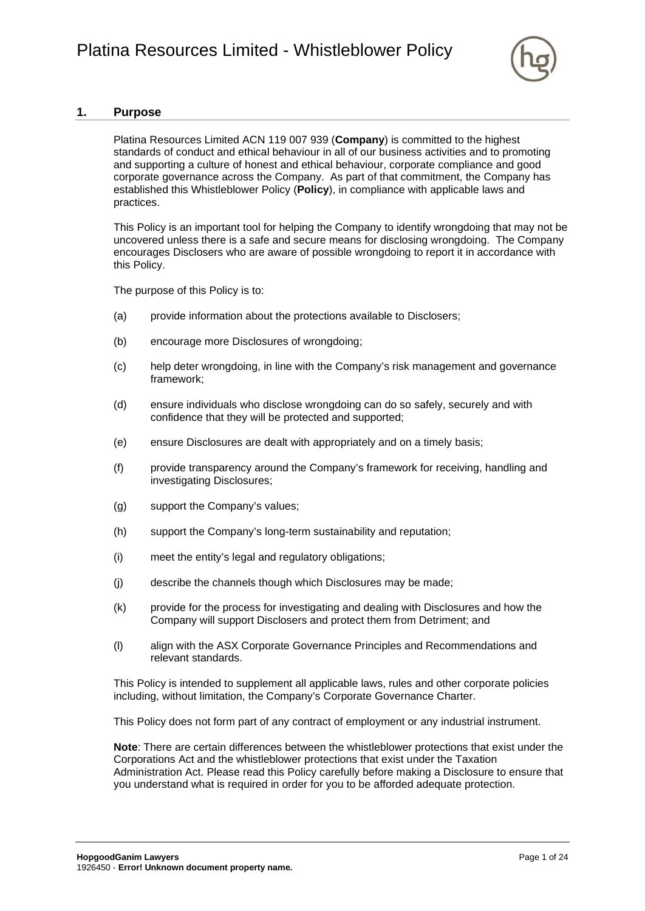## 1. Purpose

Platina Resources Limited ACN 119 007 939 (**Company**) is committed to the highest standards of conduct and ethical behaviour in all of our business activities and to promoting and supporting a culture of honest and ethical behaviour, corporate compliance and good corporate governance across the Company. As part of that commitment, the Company has established this Whistleblower Policy (**Policy**), in compliance with applicable laws and practices.

This Policy is an important tool for helping the Company to identify wrongdoing that may not be uncovered unless there is a safe and secure means for disclosing wrongdoing. The Company encourages Disclosers who are aware of possible wrongdoing to report it in accordance with this Policy.

The purpose of this Policy is to:

(a) provide information about the protections available to Disclosers;

(b) encourage more Disclosures of wrongdoing;

(c) help deter wrongdoing, in line with the Company's risk management and governance framework;

(d) ensure individuals who disclose wrongdoing can do so safely, securely and with confidence that they will be protected and supported;

(e) ensure Disclosures are dealt with appropriately and on a timely basis;

(f) provide transparency around the Company's framework for receiving, handling and investigating Disclosures;

(g) support the Company's values;

(h) support the Company's long-term sustainability and reputation;

(i) meet the entity's legal and regulatory obligations;

(j) describe the channels though which Disclosures may be made;

(k) provide for the process for investigating and dealing with Disclosures and how the Company will support Disclosers and protect them from Detriment; and

(l) align with the ASX Corporate Governance Principles and Recommendations and relevant standards.

This Policy is intended to supplement all applicable laws, rules and other corporate policies including, without limitation, the Company's Corporate Governance Charter.

This Policy does not form part of any contract of employment or any industrial instrument.

**Note**: There are certain differences between the whistleblower protections that exist under the Corporations Act and the whistleblower protections that exist under the Taxation Administration Act. Please read this Policy carefully before making a Disclosure to ensure that you understand what is required in order for you to be afforded adequate protection.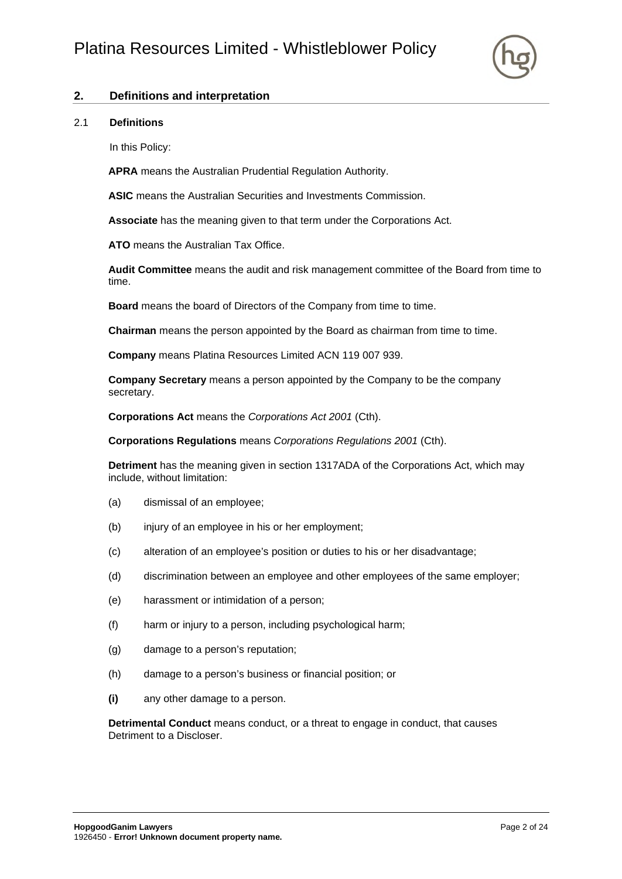## 2. Definitions and interpretation

### 2.1 Definitions

In this Policy:

**APRA** means the Australian Prudential Regulation Authority.

**ASIC** means the Australian Securities and Investments Commission.

**Associate** has the meaning given to that term under the Corporations Act.

**ATO** means the Australian Tax Office.

**Audit Committee** means the audit and risk management committee of the Board from time to time.

**Board** means the board of Directors of the Company from time to time.

**Chairman** means the person appointed by the Board as chairman from time to time.

**Company** means Platina Resources Limited ACN 119 007 939.

**Company Secretary** means a person appointed by the Company to be the company secretary.

**Corporations Act** means the *Corporations Act 2001* (Cth).

**Corporations Regulations** means *Corporations Regulations 2001* (Cth).

**Detriment** has the meaning given in section 1317ADA of the Corporations Act, which may include, without limitation:

(a) dismissal of an employee;

(b) injury of an employee in his or her employment;

(c) alteration of an employee's position or duties to his or her disadvantage;

(d) discrimination between an employee and other employees of the same employer;

(e) harassment or intimidation of a person;

(f) harm or injury to a person, including psychological harm;

(g) damage to a person's reputation;

(h) damage to a person's business or financial position; or

**(i)** any other damage to a person.

**Detrimental Conduct** means conduct, or a threat to engage in conduct, that causes Detriment to a Discloser.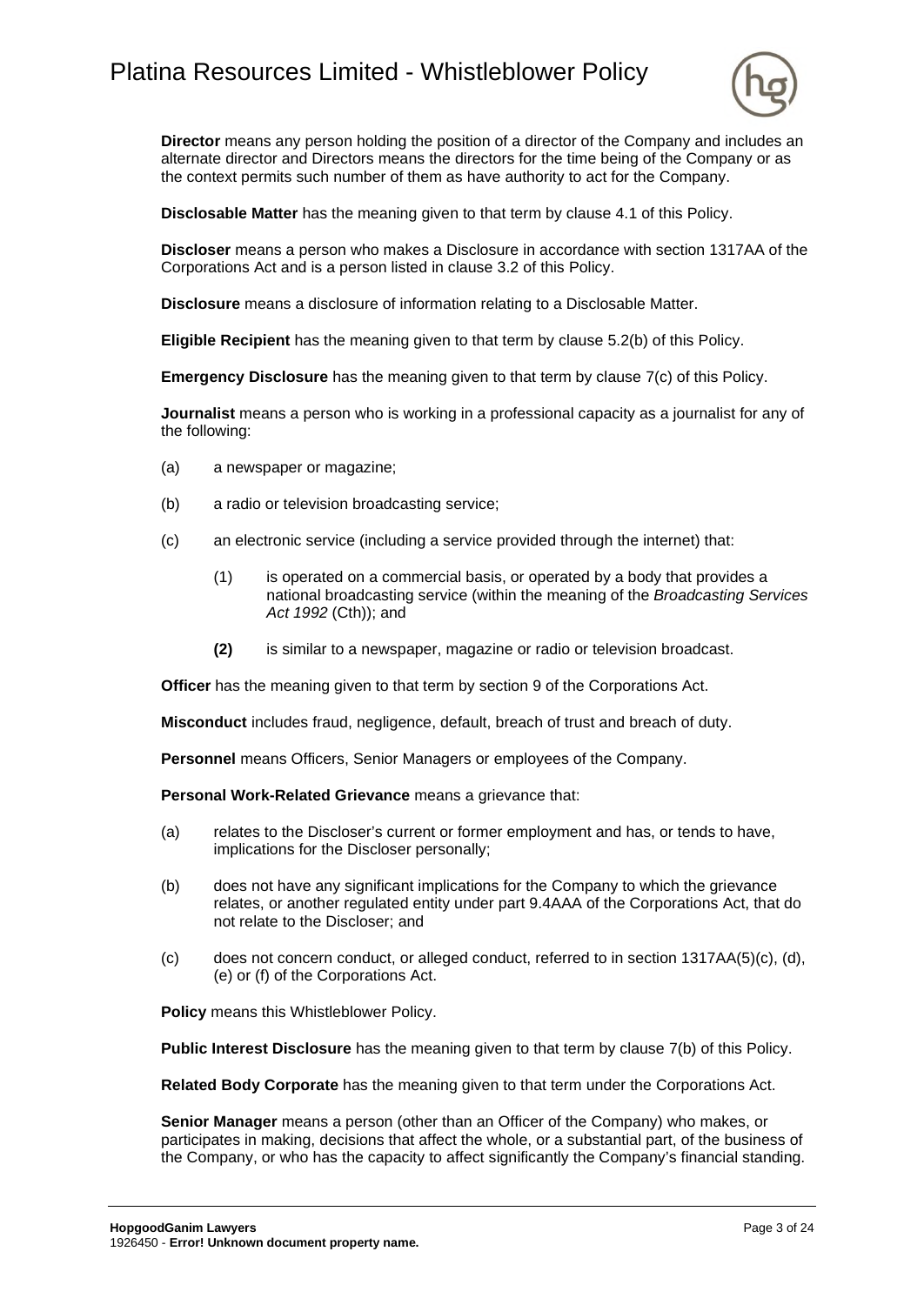**Director** means any person holding the position of a director of the Company and includes an alternate director and Directors means the directors for the time being of the Company or as the context permits such number of them as have authority to act for the Company.

**Disclosable Matter** has the meaning given to that term by clause 4.1 of this Policy.

**Discloser** means a person who makes a Disclosure in accordance with section 1317AA of the Corporations Act and is a person listed in clause 3.2 of this Policy.

**Disclosure** means a disclosure of information relating to a Disclosable Matter.

**Eligible Recipient** has the meaning given to that term by clause 5.2(b) of this Policy.

**Emergency Disclosure** has the meaning given to that term by clause 7(c) of this Policy.

**Journalist** means a person who is working in a professional capacity as a journalist for any of the following:

(a) a newspaper or magazine;

(b) a radio or television broadcasting service;

(c) an electronic service (including a service provided through the internet) that:

  (1) is operated on a commercial basis, or operated by a body that provides a national broadcasting service (within the meaning of the *Broadcasting Services Act 1992* (Cth)); and

  **(2)** is similar to a newspaper, magazine or radio or television broadcast.

**Officer** has the meaning given to that term by section 9 of the Corporations Act.

**Misconduct** includes fraud, negligence, default, breach of trust and breach of duty.

**Personnel** means Officers, Senior Managers or employees of the Company.

**Personal Work-Related Grievance** means a grievance that:

(a) relates to the Discloser's current or former employment and has, or tends to have, implications for the Discloser personally;

(b) does not have any significant implications for the Company to which the grievance relates, or another regulated entity under part 9.4AAA of the Corporations Act, that do not relate to the Discloser; and

(c) does not concern conduct, or alleged conduct, referred to in section 1317AA(5)(c), (d), (e) or (f) of the Corporations Act.

**Policy** means this Whistleblower Policy.

**Public Interest Disclosure** has the meaning given to that term by clause 7(b) of this Policy.

**Related Body Corporate** has the meaning given to that term under the Corporations Act.

**Senior Manager** means a person (other than an Officer of the Company) who makes, or participates in making, decisions that affect the whole, or a substantial part, of the business of the Company, or who has the capacity to affect significantly the Company's financial standing.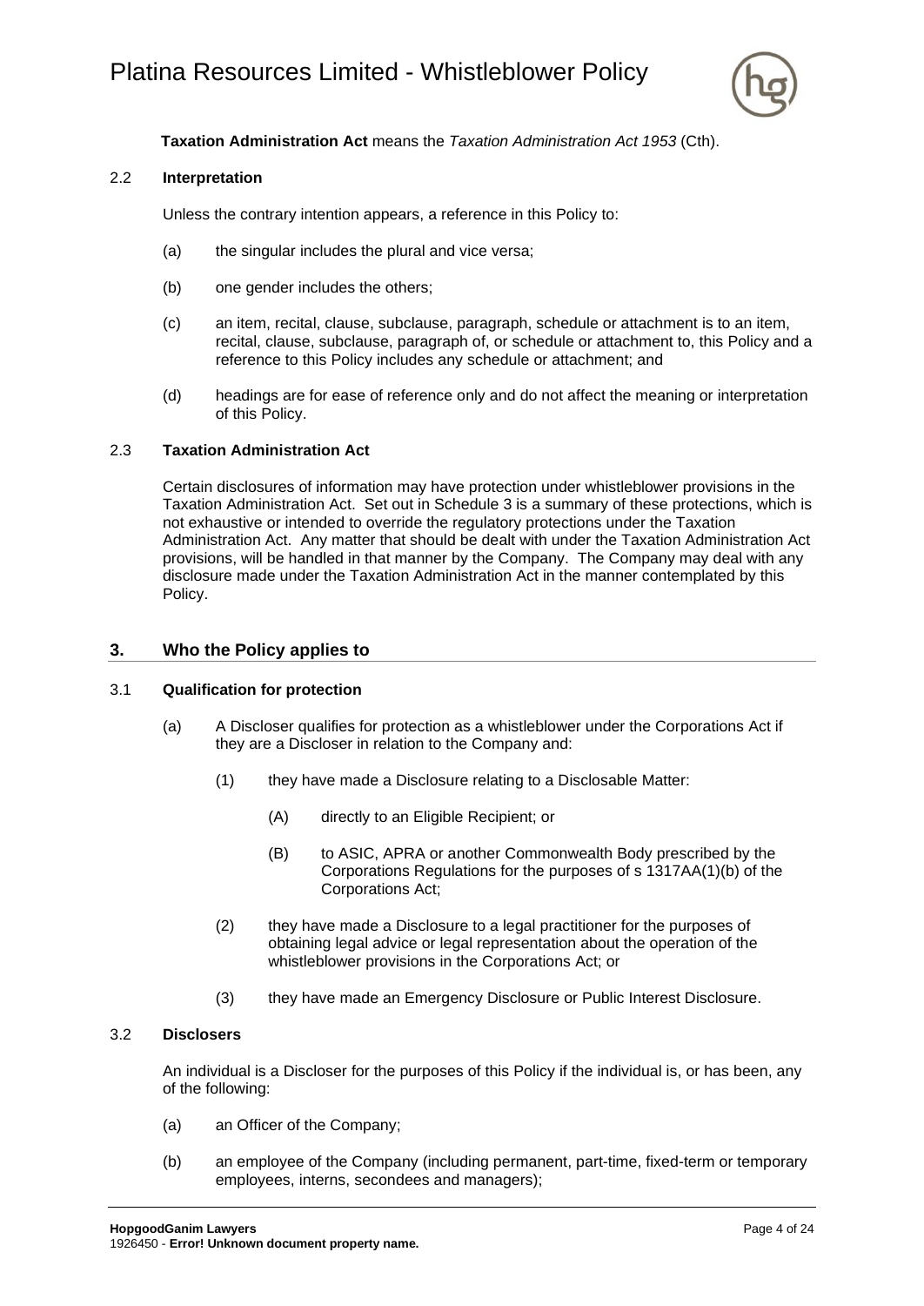**Taxation Administration Act** means the *Taxation Administration Act 1953* (Cth).

### 2.2 Interpretation

Unless the contrary intention appears, a reference in this Policy to:

(a) the singular includes the plural and vice versa;

(b) one gender includes the others;

(c) an item, recital, clause, subclause, paragraph, schedule or attachment is to an item, recital, clause, subclause, paragraph of, or schedule or attachment to, this Policy and a reference to this Policy includes any schedule or attachment; and

(d) headings are for ease of reference only and do not affect the meaning or interpretation of this Policy.

### 2.3 Taxation Administration Act

Certain disclosures of information may have protection under whistleblower provisions in the Taxation Administration Act. Set out in Schedule 3 is a summary of these protections, which is not exhaustive or intended to override the regulatory protections under the Taxation Administration Act. Any matter that should be dealt with under the Taxation Administration Act provisions, will be handled in that manner by the Company. The Company may deal with any disclosure made under the Taxation Administration Act in the manner contemplated by this Policy.

## 3. Who the Policy applies to

### 3.1 Qualification for protection

(a) A Discloser qualifies for protection as a whistleblower under the Corporations Act if they are a Discloser in relation to the Company and:

(1) they have made a Disclosure relating to a Disclosable Matter:

(A) directly to an Eligible Recipient; or

(B) to ASIC, APRA or another Commonwealth Body prescribed by the Corporations Regulations for the purposes of s 1317AA(1)(b) of the Corporations Act;

(2) they have made a Disclosure to a legal practitioner for the purposes of obtaining legal advice or legal representation about the operation of the whistleblower provisions in the Corporations Act; or

(3) they have made an Emergency Disclosure or Public Interest Disclosure.

### 3.2 Disclosers

An individual is a Discloser for the purposes of this Policy if the individual is, or has been, any of the following:

(a) an Officer of the Company;

(b) an employee of the Company (including permanent, part-time, fixed-term or temporary employees, interns, secondees and managers);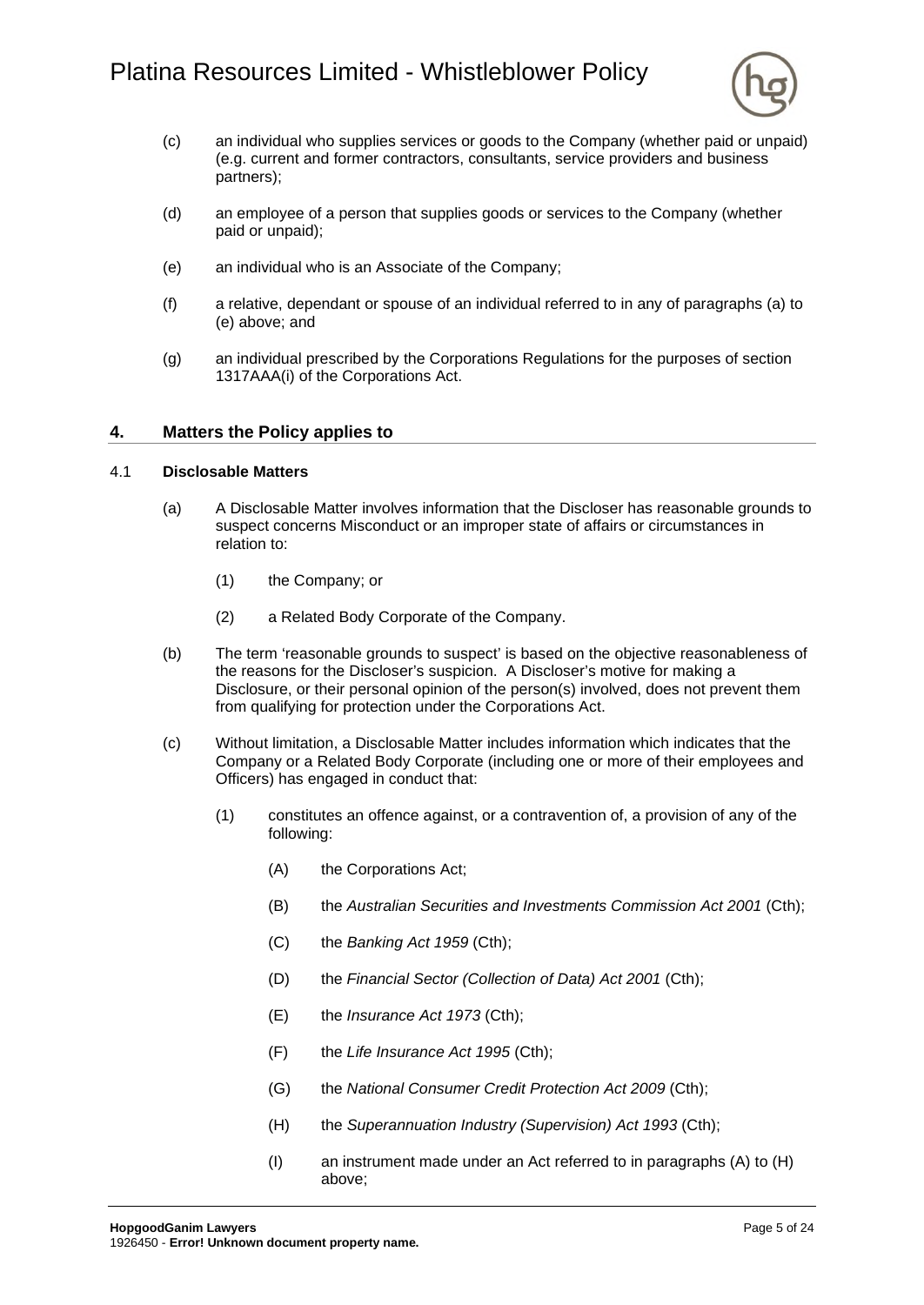(c) an individual who supplies services or goods to the Company (whether paid or unpaid) (e.g. current and former contractors, consultants, service providers and business partners);

(d) an employee of a person that supplies goods or services to the Company (whether paid or unpaid);

(e) an individual who is an Associate of the Company;

(f) a relative, dependant or spouse of an individual referred to in any of paragraphs (a) to (e) above; and

(g) an individual prescribed by the Corporations Regulations for the purposes of section 1317AAA(i) of the Corporations Act.

## 4. Matters the Policy applies to

### 4.1 Disclosable Matters

(a) A Disclosable Matter involves information that the Discloser has reasonable grounds to suspect concerns Misconduct or an improper state of affairs or circumstances in relation to:

  (1) the Company; or

  (2) a Related Body Corporate of the Company.

(b) The term 'reasonable grounds to suspect' is based on the objective reasonableness of the reasons for the Discloser's suspicion. A Discloser's motive for making a Disclosure, or their personal opinion of the person(s) involved, does not prevent them from qualifying for protection under the Corporations Act.

(c) Without limitation, a Disclosable Matter includes information which indicates that the Company or a Related Body Corporate (including one or more of their employees and Officers) has engaged in conduct that:

  (1) constitutes an offence against, or a contravention of, a provision of any of the following:

    (A) the Corporations Act;

    (B) the *Australian Securities and Investments Commission Act 2001* (Cth);

    (C) the *Banking Act 1959* (Cth);

    (D) the *Financial Sector (Collection of Data) Act 2001* (Cth);

    (E) the *Insurance Act 1973* (Cth);

    (F) the *Life Insurance Act 1995* (Cth);

    (G) the *National Consumer Credit Protection Act 2009* (Cth);

    (H) the *Superannuation Industry (Supervision) Act 1993* (Cth);

    (I) an instrument made under an Act referred to in paragraphs (A) to (H) above;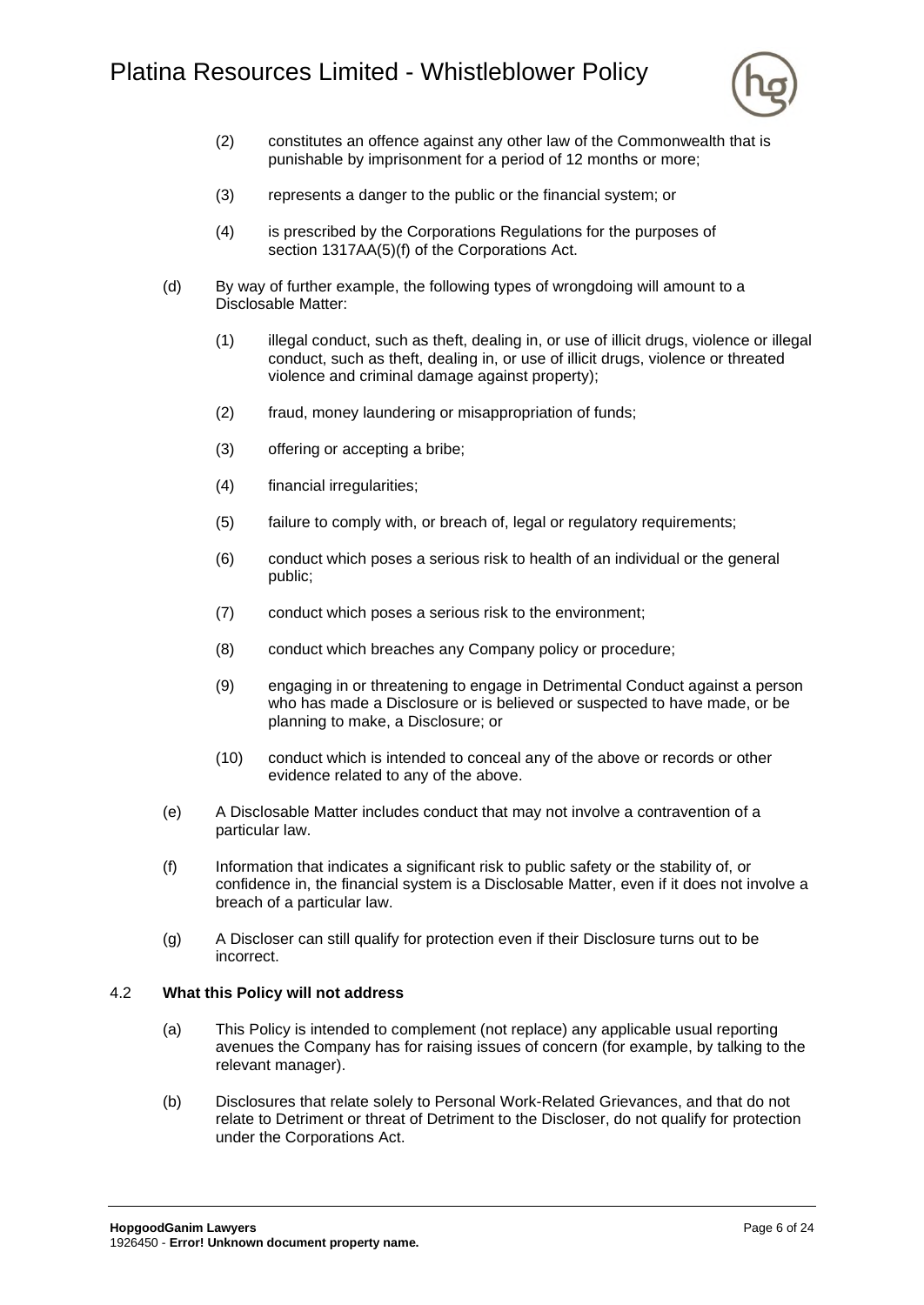(2) constitutes an offence against any other law of the Commonwealth that is punishable by imprisonment for a period of 12 months or more;

(3) represents a danger to the public or the financial system; or

(4) is prescribed by the Corporations Regulations for the purposes of section 1317AA(5)(f) of the Corporations Act.

(d) By way of further example, the following types of wrongdoing will amount to a Disclosable Matter:

(1) illegal conduct, such as theft, dealing in, or use of illicit drugs, violence or illegal conduct, such as theft, dealing in, or use of illicit drugs, violence or threated violence and criminal damage against property);

(2) fraud, money laundering or misappropriation of funds;

(3) offering or accepting a bribe;

(4) financial irregularities;

(5) failure to comply with, or breach of, legal or regulatory requirements;

(6) conduct which poses a serious risk to health of an individual or the general public;

(7) conduct which poses a serious risk to the environment;

(8) conduct which breaches any Company policy or procedure;

(9) engaging in or threatening to engage in Detrimental Conduct against a person who has made a Disclosure or is believed or suspected to have made, or be planning to make, a Disclosure; or

(10) conduct which is intended to conceal any of the above or records or other evidence related to any of the above.

(e) A Disclosable Matter includes conduct that may not involve a contravention of a particular law.

(f) Information that indicates a significant risk to public safety or the stability of, or confidence in, the financial system is a Disclosable Matter, even if it does not involve a breach of a particular law.

(g) A Discloser can still qualify for protection even if their Disclosure turns out to be incorrect.

### 4.2 What this Policy will not address

(a) This Policy is intended to complement (not replace) any applicable usual reporting avenues the Company has for raising issues of concern (for example, by talking to the relevant manager).

(b) Disclosures that relate solely to Personal Work-Related Grievances, and that do not relate to Detriment or threat of Detriment to the Discloser, do not qualify for protection under the Corporations Act.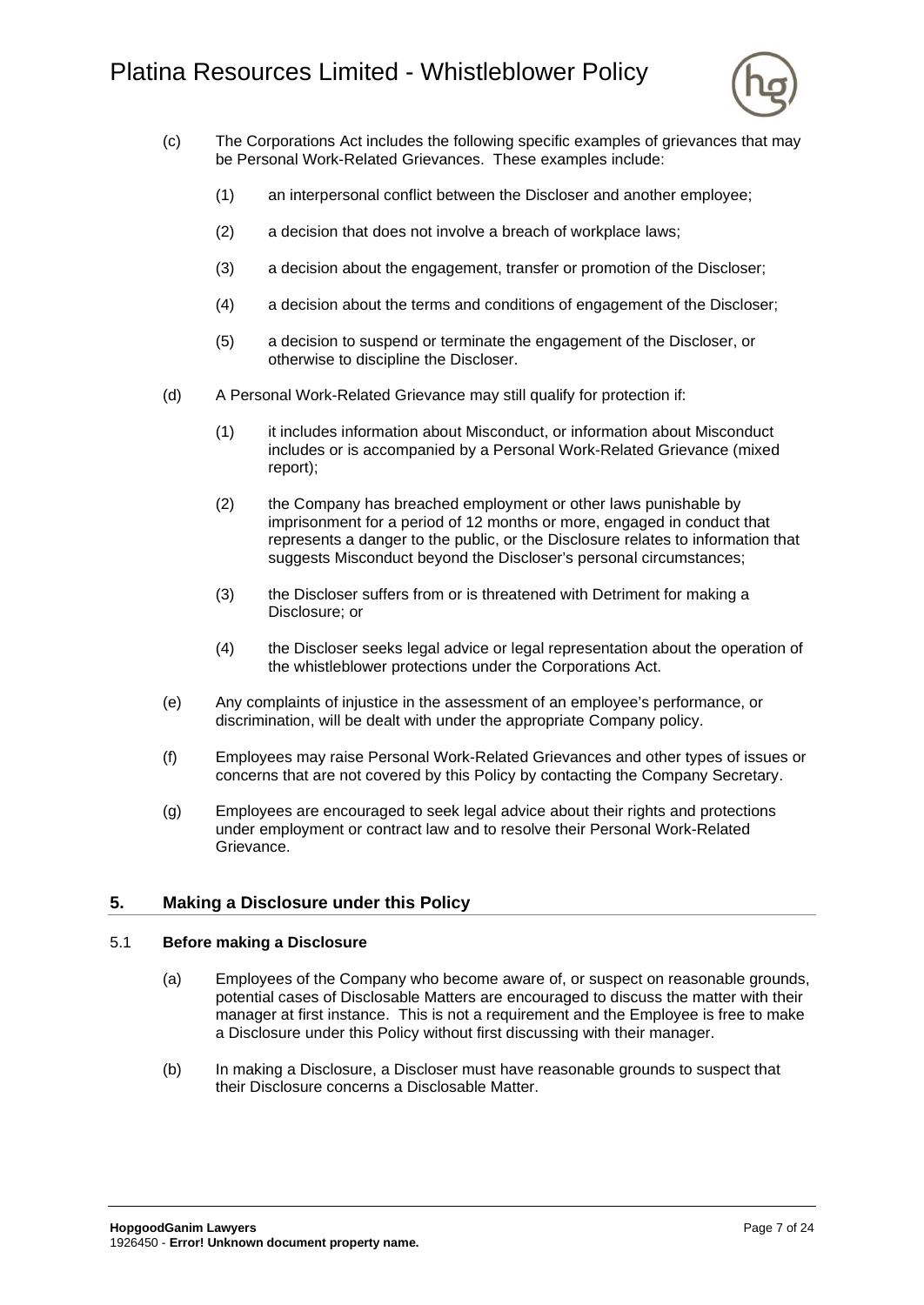(c) The Corporations Act includes the following specific examples of grievances that may be Personal Work-Related Grievances. These examples include:

  (1) an interpersonal conflict between the Discloser and another employee;

  (2) a decision that does not involve a breach of workplace laws;

  (3) a decision about the engagement, transfer or promotion of the Discloser;

  (4) a decision about the terms and conditions of engagement of the Discloser;

  (5) a decision to suspend or terminate the engagement of the Discloser, or otherwise to discipline the Discloser.

(d) A Personal Work-Related Grievance may still qualify for protection if:

  (1) it includes information about Misconduct, or information about Misconduct includes or is accompanied by a Personal Work-Related Grievance (mixed report);

  (2) the Company has breached employment or other laws punishable by imprisonment for a period of 12 months or more, engaged in conduct that represents a danger to the public, or the Disclosure relates to information that suggests Misconduct beyond the Discloser's personal circumstances;

  (3) the Discloser suffers from or is threatened with Detriment for making a Disclosure; or

  (4) the Discloser seeks legal advice or legal representation about the operation of the whistleblower protections under the Corporations Act.

(e) Any complaints of injustice in the assessment of an employee's performance, or discrimination, will be dealt with under the appropriate Company policy.

(f) Employees may raise Personal Work-Related Grievances and other types of issues or concerns that are not covered by this Policy by contacting the Company Secretary.

(g) Employees are encouraged to seek legal advice about their rights and protections under employment or contract law and to resolve their Personal Work-Related Grievance.

## 5. Making a Disclosure under this Policy

### 5.1 Before making a Disclosure

(a) Employees of the Company who become aware of, or suspect on reasonable grounds, potential cases of Disclosable Matters are encouraged to discuss the matter with their manager at first instance. This is not a requirement and the Employee is free to make a Disclosure under this Policy without first discussing with their manager.

(b) In making a Disclosure, a Discloser must have reasonable grounds to suspect that their Disclosure concerns a Disclosable Matter.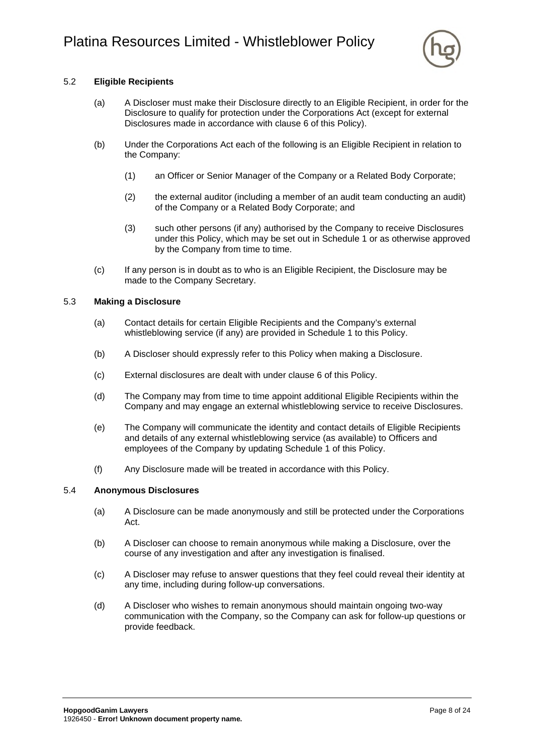### 5.2 **Eligible Recipients**

(a) A Discloser must make their Disclosure directly to an Eligible Recipient, in order for the Disclosure to qualify for protection under the Corporations Act (except for external Disclosures made in accordance with clause 6 of this Policy).

(b) Under the Corporations Act each of the following is an Eligible Recipient in relation to the Company:

(1) an Officer or Senior Manager of the Company or a Related Body Corporate;

(2) the external auditor (including a member of an audit team conducting an audit) of the Company or a Related Body Corporate; and

(3) such other persons (if any) authorised by the Company to receive Disclosures under this Policy, which may be set out in Schedule 1 or as otherwise approved by the Company from time to time.

(c) If any person is in doubt as to who is an Eligible Recipient, the Disclosure may be made to the Company Secretary.

### 5.3 **Making a Disclosure**

(a) Contact details for certain Eligible Recipients and the Company's external whistleblowing service (if any) are provided in Schedule 1 to this Policy.

(b) A Discloser should expressly refer to this Policy when making a Disclosure.

(c) External disclosures are dealt with under clause 6 of this Policy.

(d) The Company may from time to time appoint additional Eligible Recipients within the Company and may engage an external whistleblowing service to receive Disclosures.

(e) The Company will communicate the identity and contact details of Eligible Recipients and details of any external whistleblowing service (as available) to Officers and employees of the Company by updating Schedule 1 of this Policy.

(f) Any Disclosure made will be treated in accordance with this Policy.

### 5.4 **Anonymous Disclosures**

(a) A Disclosure can be made anonymously and still be protected under the Corporations Act.

(b) A Discloser can choose to remain anonymous while making a Disclosure, over the course of any investigation and after any investigation is finalised.

(c) A Discloser may refuse to answer questions that they feel could reveal their identity at any time, including during follow-up conversations.

(d) A Discloser who wishes to remain anonymous should maintain ongoing two-way communication with the Company, so the Company can ask for follow-up questions or provide feedback.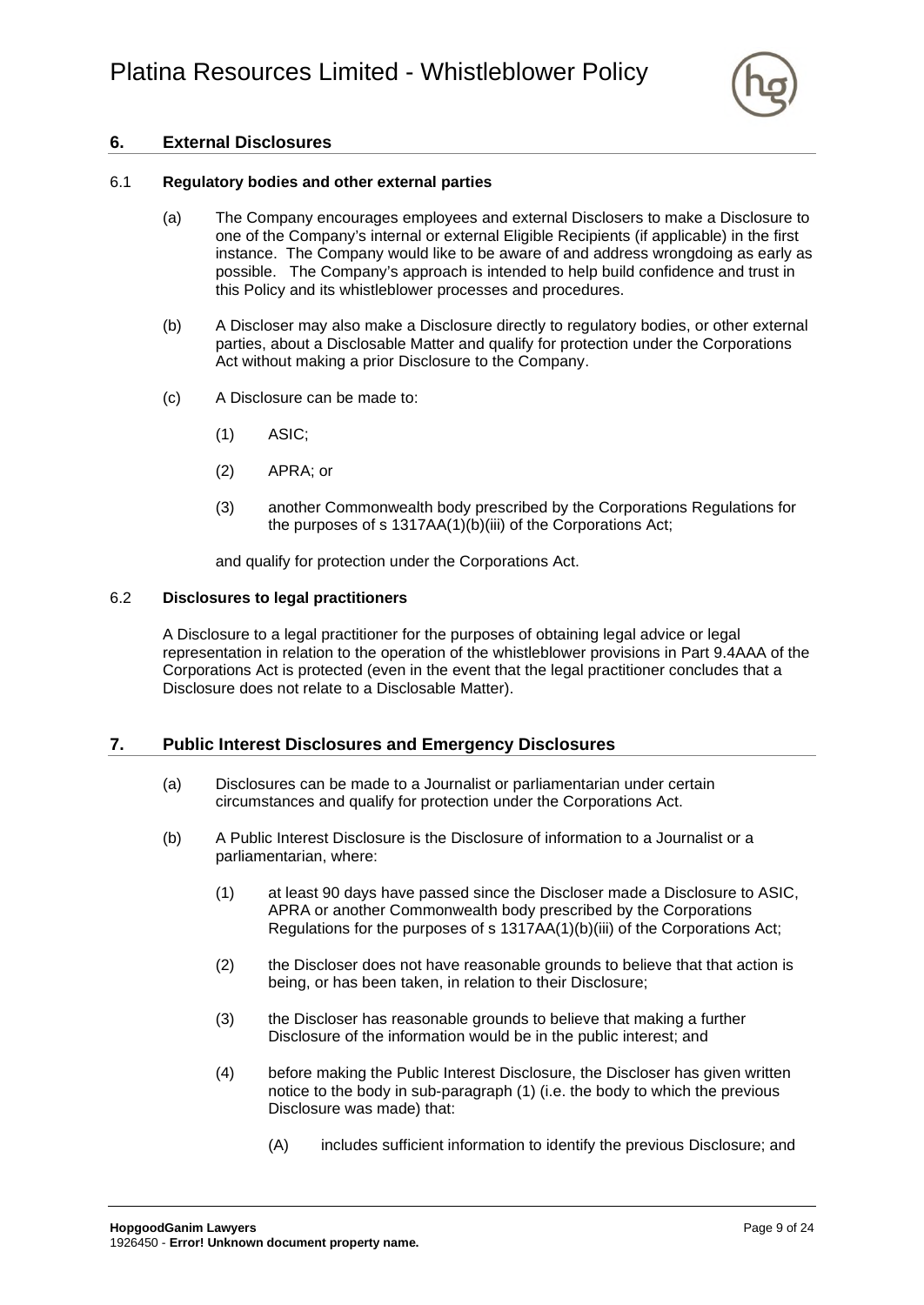## 6. External Disclosures

### 6.1 Regulatory bodies and other external parties

(a) The Company encourages employees and external Disclosers to make a Disclosure to one of the Company's internal or external Eligible Recipients (if applicable) in the first instance. The Company would like to be aware of and address wrongdoing as early as possible. The Company's approach is intended to help build confidence and trust in this Policy and its whistleblower processes and procedures.

(b) A Discloser may also make a Disclosure directly to regulatory bodies, or other external parties, about a Disclosable Matter and qualify for protection under the Corporations Act without making a prior Disclosure to the Company.

(c) A Disclosure can be made to:

(1) ASIC;

(2) APRA; or

(3) another Commonwealth body prescribed by the Corporations Regulations for the purposes of s 1317AA(1)(b)(iii) of the Corporations Act;

and qualify for protection under the Corporations Act.

### 6.2 Disclosures to legal practitioners

A Disclosure to a legal practitioner for the purposes of obtaining legal advice or legal representation in relation to the operation of the whistleblower provisions in Part 9.4AAA of the Corporations Act is protected (even in the event that the legal practitioner concludes that a Disclosure does not relate to a Disclosable Matter).

## 7. Public Interest Disclosures and Emergency Disclosures

(a) Disclosures can be made to a Journalist or parliamentarian under certain circumstances and qualify for protection under the Corporations Act.

(b) A Public Interest Disclosure is the Disclosure of information to a Journalist or a parliamentarian, where:

(1) at least 90 days have passed since the Discloser made a Disclosure to ASIC, APRA or another Commonwealth body prescribed by the Corporations Regulations for the purposes of s 1317AA(1)(b)(iii) of the Corporations Act;

(2) the Discloser does not have reasonable grounds to believe that that action is being, or has been taken, in relation to their Disclosure;

(3) the Discloser has reasonable grounds to believe that making a further Disclosure of the information would be in the public interest; and

(4) before making the Public Interest Disclosure, the Discloser has given written notice to the body in sub-paragraph (1) (i.e. the body to which the previous Disclosure was made) that:

(A) includes sufficient information to identify the previous Disclosure; and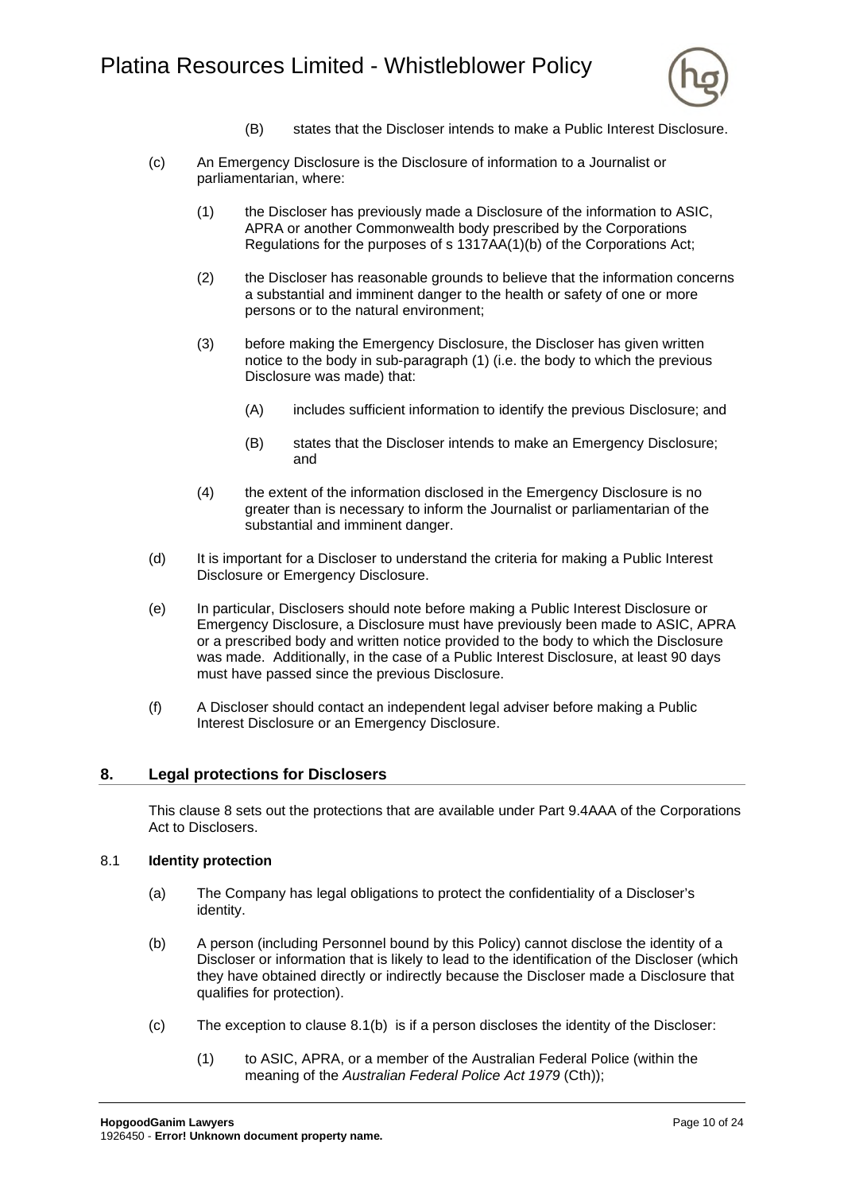(B) states that the Discloser intends to make a Public Interest Disclosure.

(c) An Emergency Disclosure is the Disclosure of information to a Journalist or parliamentarian, where:

(1) the Discloser has previously made a Disclosure of the information to ASIC, APRA or another Commonwealth body prescribed by the Corporations Regulations for the purposes of s 1317AA(1)(b) of the Corporations Act;

(2) the Discloser has reasonable grounds to believe that the information concerns a substantial and imminent danger to the health or safety of one or more persons or to the natural environment;

(3) before making the Emergency Disclosure, the Discloser has given written notice to the body in sub-paragraph (1) (i.e. the body to which the previous Disclosure was made) that:

(A) includes sufficient information to identify the previous Disclosure; and

(B) states that the Discloser intends to make an Emergency Disclosure; and

(4) the extent of the information disclosed in the Emergency Disclosure is no greater than is necessary to inform the Journalist or parliamentarian of the substantial and imminent danger.

(d) It is important for a Discloser to understand the criteria for making a Public Interest Disclosure or Emergency Disclosure.

(e) In particular, Disclosers should note before making a Public Interest Disclosure or Emergency Disclosure, a Disclosure must have previously been made to ASIC, APRA or a prescribed body and written notice provided to the body to which the Disclosure was made. Additionally, in the case of a Public Interest Disclosure, at least 90 days must have passed since the previous Disclosure.

(f) A Discloser should contact an independent legal adviser before making a Public Interest Disclosure or an Emergency Disclosure.

## 8. Legal protections for Disclosers

This clause 8 sets out the protections that are available under Part 9.4AAA of the Corporations Act to Disclosers.

### 8.1 Identity protection

(a) The Company has legal obligations to protect the confidentiality of a Discloser's identity.

(b) A person (including Personnel bound by this Policy) cannot disclose the identity of a Discloser or information that is likely to lead to the identification of the Discloser (which they have obtained directly or indirectly because the Discloser made a Disclosure that qualifies for protection).

(c) The exception to clause 8.1(b) is if a person discloses the identity of the Discloser:

(1) to ASIC, APRA, or a member of the Australian Federal Police (within the meaning of the *Australian Federal Police Act 1979* (Cth));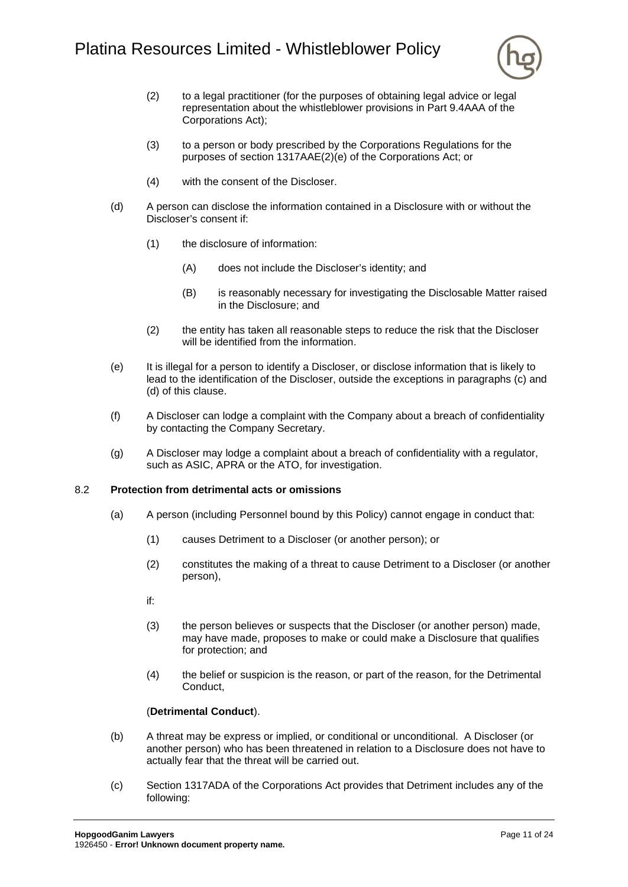(2) to a legal practitioner (for the purposes of obtaining legal advice or legal representation about the whistleblower provisions in Part 9.4AAA of the Corporations Act);

(3) to a person or body prescribed by the Corporations Regulations for the purposes of section 1317AAE(2)(e) of the Corporations Act; or

(4) with the consent of the Discloser.

(d) A person can disclose the information contained in a Disclosure with or without the Discloser's consent if:

(1) the disclosure of information:

(A) does not include the Discloser's identity; and

(B) is reasonably necessary for investigating the Disclosable Matter raised in the Disclosure; and

(2) the entity has taken all reasonable steps to reduce the risk that the Discloser will be identified from the information.

(e) It is illegal for a person to identify a Discloser, or disclose information that is likely to lead to the identification of the Discloser, outside the exceptions in paragraphs (c) and (d) of this clause.

(f) A Discloser can lodge a complaint with the Company about a breach of confidentiality by contacting the Company Secretary.

(g) A Discloser may lodge a complaint about a breach of confidentiality with a regulator, such as ASIC, APRA or the ATO, for investigation.

### 8.2 Protection from detrimental acts or omissions

(a) A person (including Personnel bound by this Policy) cannot engage in conduct that:

(1) causes Detriment to a Discloser (or another person); or

(2) constitutes the making of a threat to cause Detriment to a Discloser (or another person),

if:

(3) the person believes or suspects that the Discloser (or another person) made, may have made, proposes to make or could make a Disclosure that qualifies for protection; and

(4) the belief or suspicion is the reason, or part of the reason, for the Detrimental Conduct,

(**Detrimental Conduct**).

(b) A threat may be express or implied, or conditional or unconditional. A Discloser (or another person) who has been threatened in relation to a Disclosure does not have to actually fear that the threat will be carried out.

(c) Section 1317ADA of the Corporations Act provides that Detriment includes any of the following: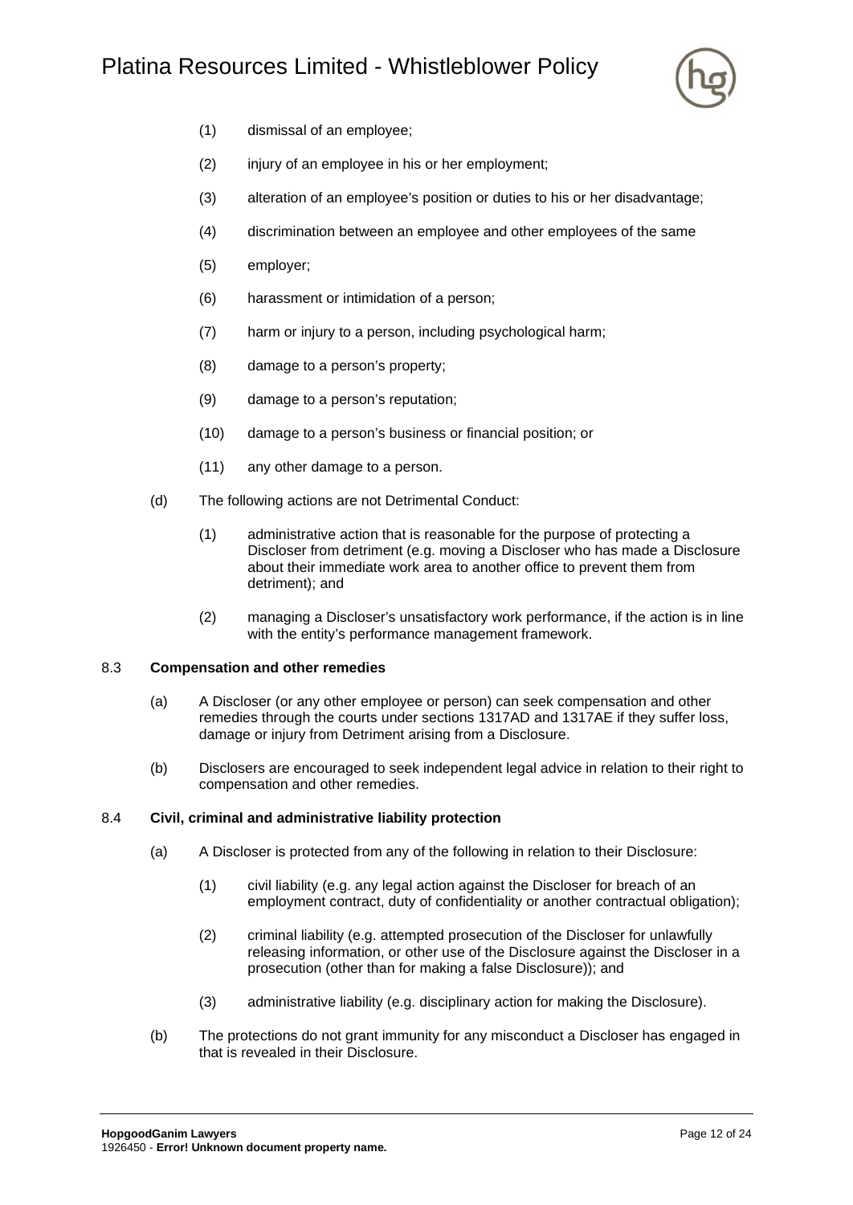(1) dismissal of an employee;

(2) injury of an employee in his or her employment;

(3) alteration of an employee's position or duties to his or her disadvantage;

(4) discrimination between an employee and other employees of the same

(5) employer;

(6) harassment or intimidation of a person;

(7) harm or injury to a person, including psychological harm;

(8) damage to a person's property;

(9) damage to a person's reputation;

(10) damage to a person's business or financial position; or

(11) any other damage to a person.

(d) The following actions are not Detrimental Conduct:

(1) administrative action that is reasonable for the purpose of protecting a Discloser from detriment (e.g. moving a Discloser who has made a Disclosure about their immediate work area to another office to prevent them from detriment); and

(2) managing a Discloser's unsatisfactory work performance, if the action is in line with the entity's performance management framework.

### 8.3 Compensation and other remedies

(a) A Discloser (or any other employee or person) can seek compensation and other remedies through the courts under sections 1317AD and 1317AE if they suffer loss, damage or injury from Detriment arising from a Disclosure.

(b) Disclosers are encouraged to seek independent legal advice in relation to their right to compensation and other remedies.

### 8.4 Civil, criminal and administrative liability protection

(a) A Discloser is protected from any of the following in relation to their Disclosure:

(1) civil liability (e.g. any legal action against the Discloser for breach of an employment contract, duty of confidentiality or another contractual obligation);

(2) criminal liability (e.g. attempted prosecution of the Discloser for unlawfully releasing information, or other use of the Disclosure against the Discloser in a prosecution (other than for making a false Disclosure)); and

(3) administrative liability (e.g. disciplinary action for making the Disclosure).

(b) The protections do not grant immunity for any misconduct a Discloser has engaged in that is revealed in their Disclosure.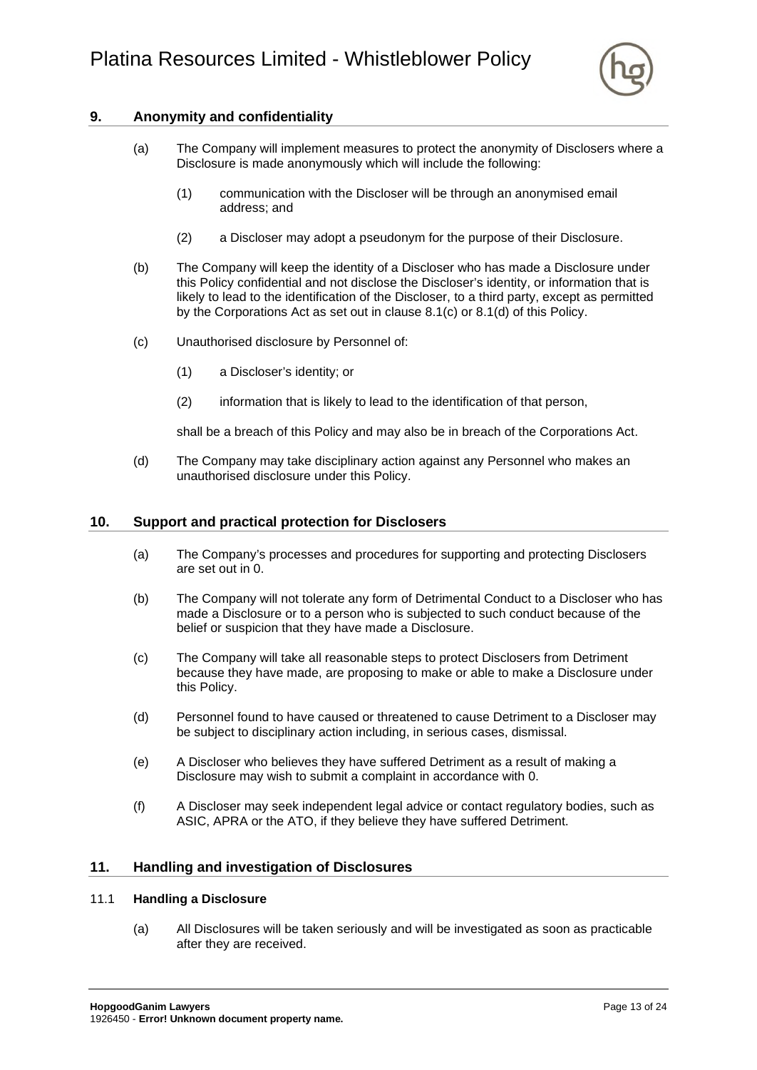## 9. Anonymity and confidentiality

(a) The Company will implement measures to protect the anonymity of Disclosers where a Disclosure is made anonymously which will include the following:

(1) communication with the Discloser will be through an anonymised email address; and

(2) a Discloser may adopt a pseudonym for the purpose of their Disclosure.

(b) The Company will keep the identity of a Discloser who has made a Disclosure under this Policy confidential and not disclose the Discloser's identity, or information that is likely to lead to the identification of the Discloser, to a third party, except as permitted by the Corporations Act as set out in clause 8.1(c) or 8.1(d) of this Policy.

(c) Unauthorised disclosure by Personnel of:

(1) a Discloser's identity; or

(2) information that is likely to lead to the identification of that person,

shall be a breach of this Policy and may also be in breach of the Corporations Act.

(d) The Company may take disciplinary action against any Personnel who makes an unauthorised disclosure under this Policy.

## 10. Support and practical protection for Disclosers

(a) The Company's processes and procedures for supporting and protecting Disclosers are set out in 0.

(b) The Company will not tolerate any form of Detrimental Conduct to a Discloser who has made a Disclosure or to a person who is subjected to such conduct because of the belief or suspicion that they have made a Disclosure.

(c) The Company will take all reasonable steps to protect Disclosers from Detriment because they have made, are proposing to make or able to make a Disclosure under this Policy.

(d) Personnel found to have caused or threatened to cause Detriment to a Discloser may be subject to disciplinary action including, in serious cases, dismissal.

(e) A Discloser who believes they have suffered Detriment as a result of making a Disclosure may wish to submit a complaint in accordance with 0.

(f) A Discloser may seek independent legal advice or contact regulatory bodies, such as ASIC, APRA or the ATO, if they believe they have suffered Detriment.

## 11. Handling and investigation of Disclosures

### 11.1 Handling a Disclosure

(a) All Disclosures will be taken seriously and will be investigated as soon as practicable after they are received.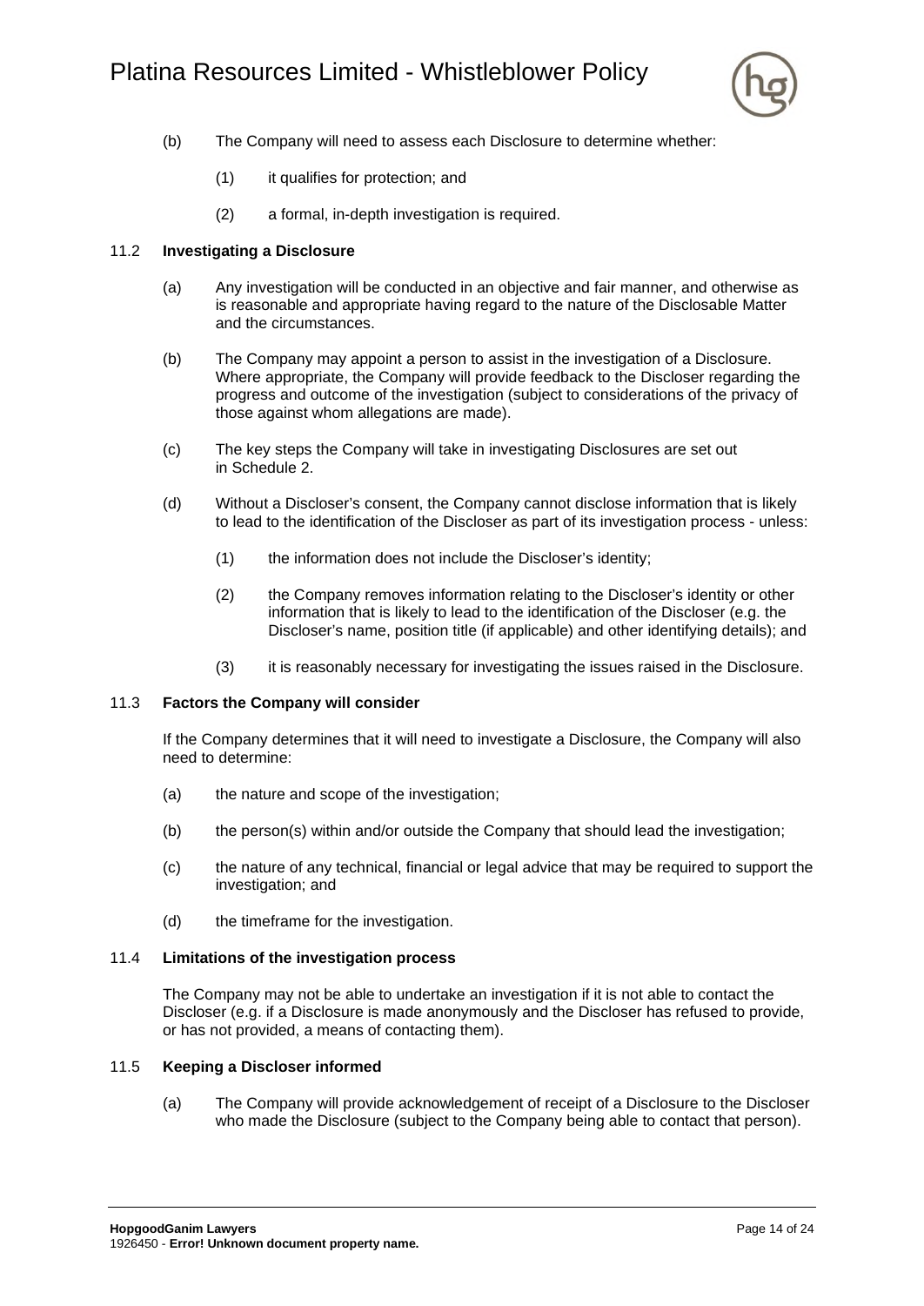(b) The Company will need to assess each Disclosure to determine whether:

(1) it qualifies for protection; and

(2) a formal, in-depth investigation is required.

### 11.2 Investigating a Disclosure

(a) Any investigation will be conducted in an objective and fair manner, and otherwise as is reasonable and appropriate having regard to the nature of the Disclosable Matter and the circumstances.

(b) The Company may appoint a person to assist in the investigation of a Disclosure. Where appropriate, the Company will provide feedback to the Discloser regarding the progress and outcome of the investigation (subject to considerations of the privacy of those against whom allegations are made).

(c) The key steps the Company will take in investigating Disclosures are set out in Schedule 2.

(d) Without a Discloser's consent, the Company cannot disclose information that is likely to lead to the identification of the Discloser as part of its investigation process - unless:

(1) the information does not include the Discloser's identity;

(2) the Company removes information relating to the Discloser's identity or other information that is likely to lead to the identification of the Discloser (e.g. the Discloser's name, position title (if applicable) and other identifying details); and

(3) it is reasonably necessary for investigating the issues raised in the Disclosure.

### 11.3 Factors the Company will consider

If the Company determines that it will need to investigate a Disclosure, the Company will also need to determine:

(a) the nature and scope of the investigation;

(b) the person(s) within and/or outside the Company that should lead the investigation;

(c) the nature of any technical, financial or legal advice that may be required to support the investigation; and

(d) the timeframe for the investigation.

### 11.4 Limitations of the investigation process

The Company may not be able to undertake an investigation if it is not able to contact the Discloser (e.g. if a Disclosure is made anonymously and the Discloser has refused to provide, or has not provided, a means of contacting them).

### 11.5 Keeping a Discloser informed

(a) The Company will provide acknowledgement of receipt of a Disclosure to the Discloser who made the Disclosure (subject to the Company being able to contact that person).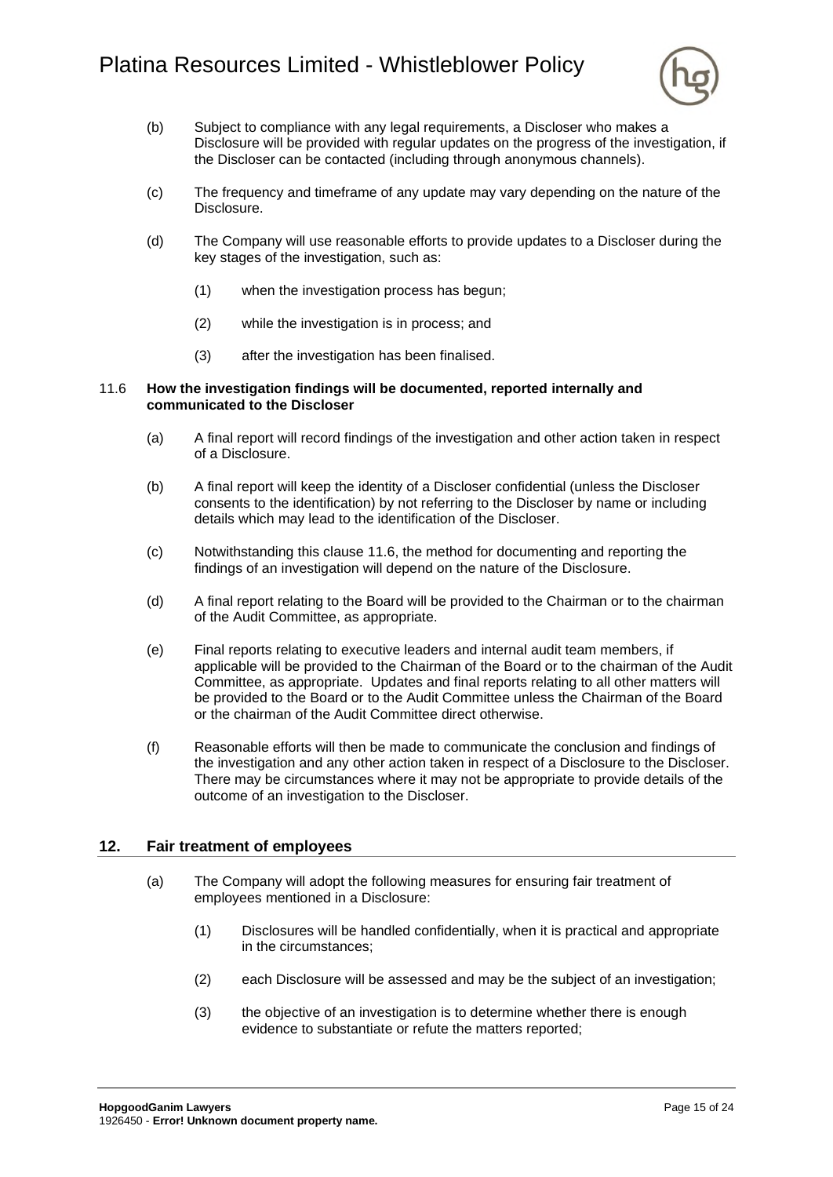(b) Subject to compliance with any legal requirements, a Discloser who makes a Disclosure will be provided with regular updates on the progress of the investigation, if the Discloser can be contacted (including through anonymous channels).

(c) The frequency and timeframe of any update may vary depending on the nature of the Disclosure.

(d) The Company will use reasonable efforts to provide updates to a Discloser during the key stages of the investigation, such as:

(1) when the investigation process has begun;

(2) while the investigation is in process; and

(3) after the investigation has been finalised.

### 11.6 How the investigation findings will be documented, reported internally and communicated to the Discloser

(a) A final report will record findings of the investigation and other action taken in respect of a Disclosure.

(b) A final report will keep the identity of a Discloser confidential (unless the Discloser consents to the identification) by not referring to the Discloser by name or including details which may lead to the identification of the Discloser.

(c) Notwithstanding this clause 11.6, the method for documenting and reporting the findings of an investigation will depend on the nature of the Disclosure.

(d) A final report relating to the Board will be provided to the Chairman or to the chairman of the Audit Committee, as appropriate.

(e) Final reports relating to executive leaders and internal audit team members, if applicable will be provided to the Chairman of the Board or to the chairman of the Audit Committee, as appropriate. Updates and final reports relating to all other matters will be provided to the Board or to the Audit Committee unless the Chairman of the Board or the chairman of the Audit Committee direct otherwise.

(f) Reasonable efforts will then be made to communicate the conclusion and findings of the investigation and any other action taken in respect of a Disclosure to the Discloser. There may be circumstances where it may not be appropriate to provide details of the outcome of an investigation to the Discloser.

## 12. Fair treatment of employees

(a) The Company will adopt the following measures for ensuring fair treatment of employees mentioned in a Disclosure:

(1) Disclosures will be handled confidentially, when it is practical and appropriate in the circumstances;

(2) each Disclosure will be assessed and may be the subject of an investigation;

(3) the objective of an investigation is to determine whether there is enough evidence to substantiate or refute the matters reported;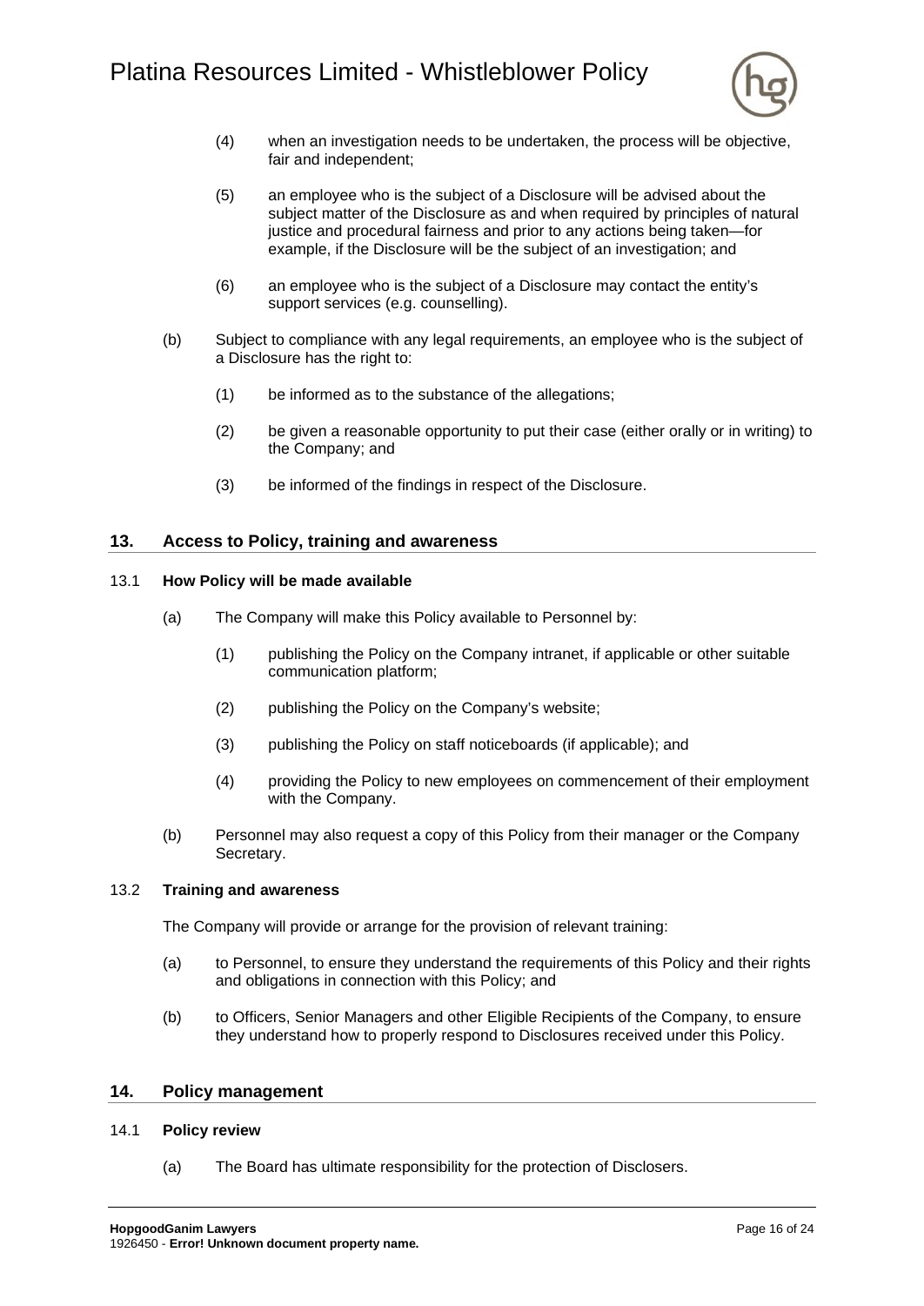(4) when an investigation needs to be undertaken, the process will be objective, fair and independent;

(5) an employee who is the subject of a Disclosure will be advised about the subject matter of the Disclosure as and when required by principles of natural justice and procedural fairness and prior to any actions being taken—for example, if the Disclosure will be the subject of an investigation; and

(6) an employee who is the subject of a Disclosure may contact the entity's support services (e.g. counselling).

(b) Subject to compliance with any legal requirements, an employee who is the subject of a Disclosure has the right to:

(1) be informed as to the substance of the allegations;

(2) be given a reasonable opportunity to put their case (either orally or in writing) to the Company; and

(3) be informed of the findings in respect of the Disclosure.

## 13. Access to Policy, training and awareness

### 13.1 How Policy will be made available

(a) The Company will make this Policy available to Personnel by:

(1) publishing the Policy on the Company intranet, if applicable or other suitable communication platform;

(2) publishing the Policy on the Company's website;

(3) publishing the Policy on staff noticeboards (if applicable); and

(4) providing the Policy to new employees on commencement of their employment with the Company.

(b) Personnel may also request a copy of this Policy from their manager or the Company Secretary.

### 13.2 Training and awareness

The Company will provide or arrange for the provision of relevant training:

(a) to Personnel, to ensure they understand the requirements of this Policy and their rights and obligations in connection with this Policy; and

(b) to Officers, Senior Managers and other Eligible Recipients of the Company, to ensure they understand how to properly respond to Disclosures received under this Policy.

## 14. Policy management

### 14.1 Policy review

(a) The Board has ultimate responsibility for the protection of Disclosers.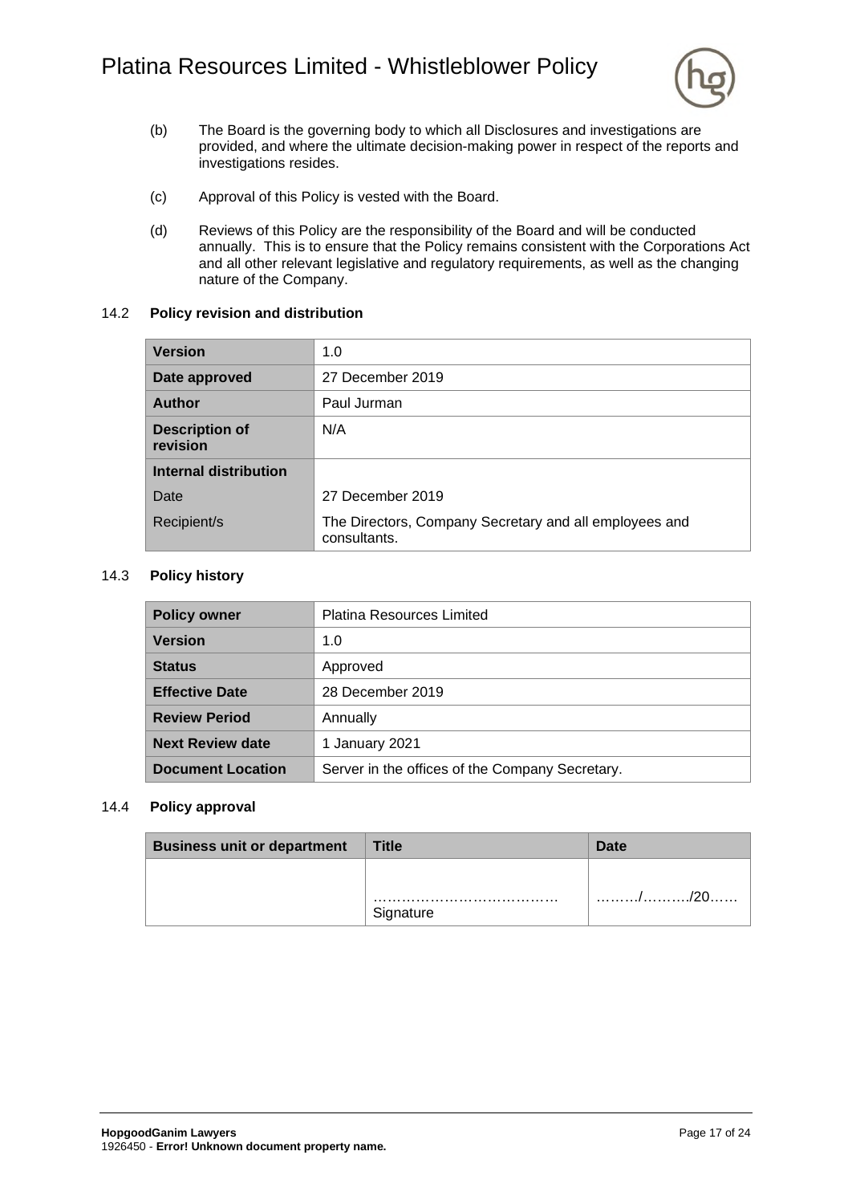(b) The Board is the governing body to which all Disclosures and investigations are provided, and where the ultimate decision-making power in respect of the reports and investigations resides.

(c) Approval of this Policy is vested with the Board.

(d) Reviews of this Policy are the responsibility of the Board and will be conducted annually. This is to ensure that the Policy remains consistent with the Corporations Act and all other relevant legislative and regulatory requirements, as well as the changing nature of the Company.

### 14.2 Policy revision and distribution

| **Version** | 1.0 |
|---|---|
| **Date approved** | 27 December 2019 |
| **Author** | Paul Jurman |
| **Description of revision** | N/A |
| **Internal distribution** | |
| Date | 27 December 2019 |
| Recipient/s | The Directors, Company Secretary and all employees and consultants. |

### 14.3 Policy history

| **Policy owner** | Platina Resources Limited |
|---|---|
| **Version** | 1.0 |
| **Status** | Approved |
| **Effective Date** | 28 December 2019 |
| **Review Period** | Annually |
| **Next Review date** | 1 January 2021 |
| **Document Location** | Server in the offices of the Company Secretary. |

### 14.4 Policy approval

| **Business unit or department** | **Title** | **Date** |
|---|---|---|
| | ………………………………… Signature | ………/………./20…… |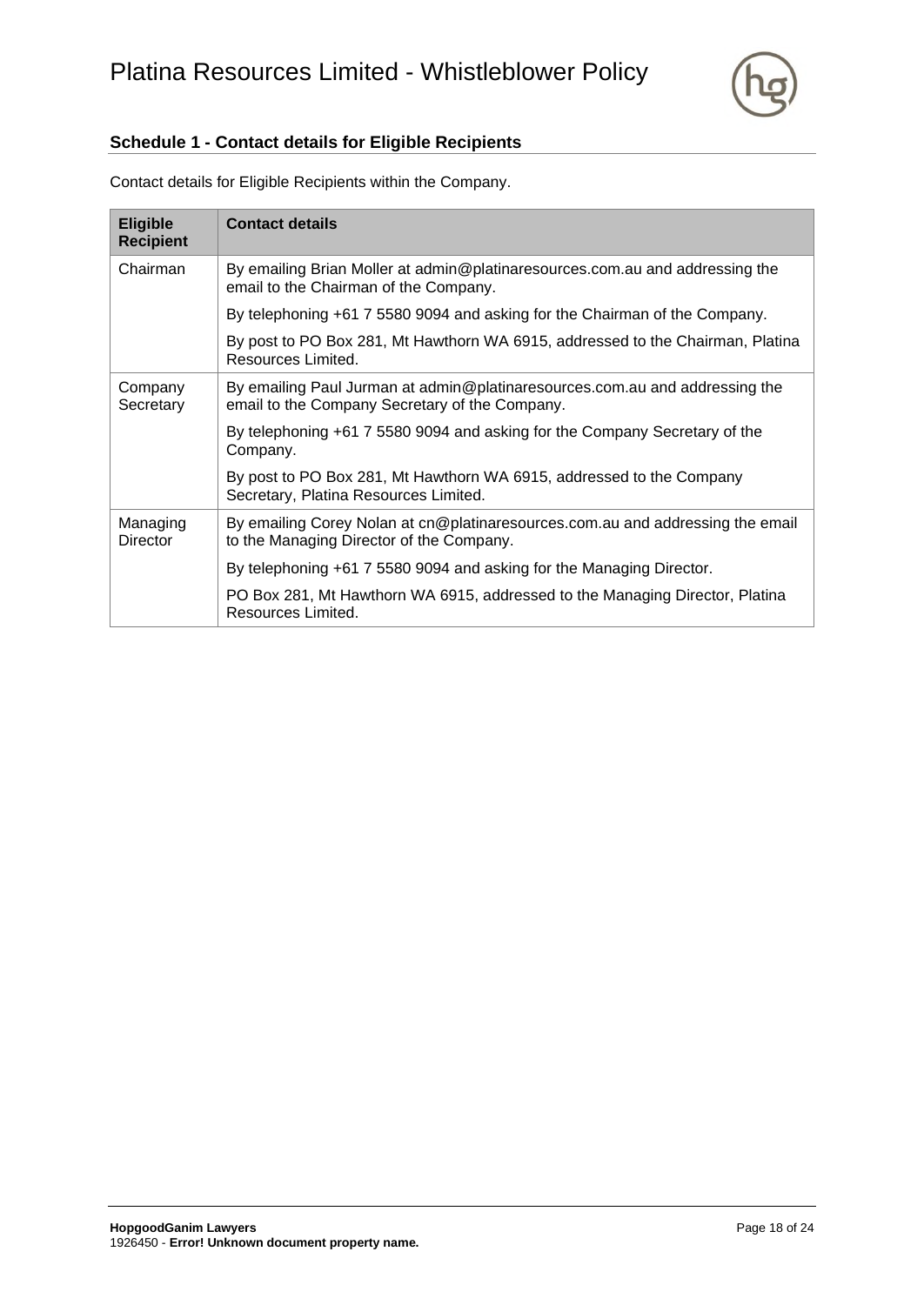## Schedule 1 - Contact details for Eligible Recipients

Contact details for Eligible Recipients within the Company.

| Eligible Recipient | Contact details |
|---|---|
| Chairman | By emailing Brian Moller at admin@platinaresources.com.au and addressing the email to the Chairman of the Company. |
| | By telephoning +61 7 5580 9094 and asking for the Chairman of the Company. |
| | By post to PO Box 281, Mt Hawthorn WA 6915, addressed to the Chairman, Platina Resources Limited. |
| Company Secretary | By emailing Paul Jurman at admin@platinaresources.com.au and addressing the email to the Company Secretary of the Company. |
| | By telephoning +61 7 5580 9094 and asking for the Company Secretary of the Company. |
| | By post to PO Box 281, Mt Hawthorn WA 6915, addressed to the Company Secretary, Platina Resources Limited. |
| Managing Director | By emailing Corey Nolan at cn@platinaresources.com.au and addressing the email to the Managing Director of the Company. |
| | By telephoning +61 7 5580 9094 and asking for the Managing Director. |
| | PO Box 281, Mt Hawthorn WA 6915, addressed to the Managing Director, Platina Resources Limited. |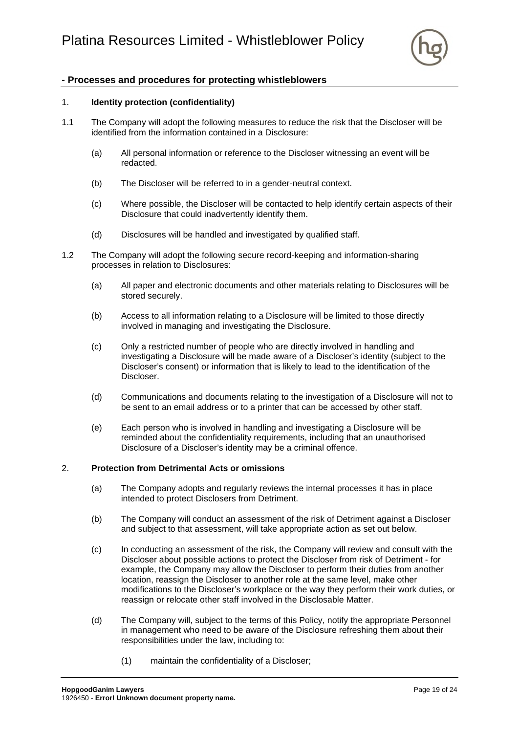## - Processes and procedures for protecting whistleblowers

1. **Identity protection (confidentiality)**

1.1 The Company will adopt the following measures to reduce the risk that the Discloser will be identified from the information contained in a Disclosure:

   (a) All personal information or reference to the Discloser witnessing an event will be redacted.

   (b) The Discloser will be referred to in a gender-neutral context.

   (c) Where possible, the Discloser will be contacted to help identify certain aspects of their Disclosure that could inadvertently identify them.

   (d) Disclosures will be handled and investigated by qualified staff.

1.2 The Company will adopt the following secure record-keeping and information-sharing processes in relation to Disclosures:

   (a) All paper and electronic documents and other materials relating to Disclosures will be stored securely.

   (b) Access to all information relating to a Disclosure will be limited to those directly involved in managing and investigating the Disclosure.

   (c) Only a restricted number of people who are directly involved in handling and investigating a Disclosure will be made aware of a Discloser's identity (subject to the Discloser's consent) or information that is likely to lead to the identification of the Discloser.

   (d) Communications and documents relating to the investigation of a Disclosure will not to be sent to an email address or to a printer that can be accessed by other staff.

   (e) Each person who is involved in handling and investigating a Disclosure will be reminded about the confidentiality requirements, including that an unauthorised Disclosure of a Discloser's identity may be a criminal offence.

2. **Protection from Detrimental Acts or omissions**

   (a) The Company adopts and regularly reviews the internal processes it has in place intended to protect Disclosers from Detriment.

   (b) The Company will conduct an assessment of the risk of Detriment against a Discloser and subject to that assessment, will take appropriate action as set out below.

   (c) In conducting an assessment of the risk, the Company will review and consult with the Discloser about possible actions to protect the Discloser from risk of Detriment - for example, the Company may allow the Discloser to perform their duties from another location, reassign the Discloser to another role at the same level, make other modifications to the Discloser's workplace or the way they perform their work duties, or reassign or relocate other staff involved in the Disclosable Matter.

   (d) The Company will, subject to the terms of this Policy, notify the appropriate Personnel in management who need to be aware of the Disclosure refreshing them about their responsibilities under the law, including to:

      (1) maintain the confidentiality of a Discloser;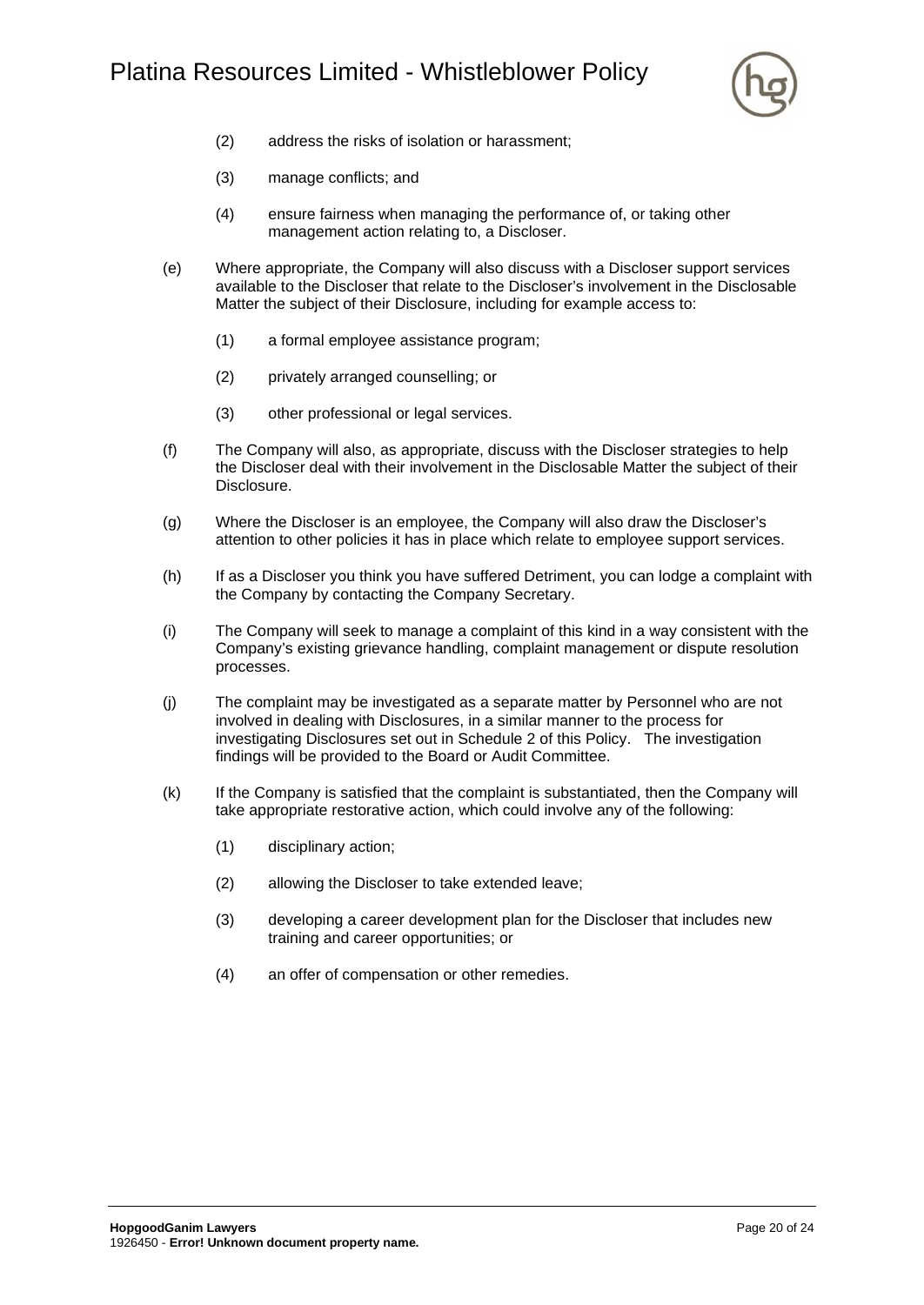(2) address the risks of isolation or harassment;

(3) manage conflicts; and

(4) ensure fairness when managing the performance of, or taking other management action relating to, a Discloser.

(e) Where appropriate, the Company will also discuss with a Discloser support services available to the Discloser that relate to the Discloser's involvement in the Disclosable Matter the subject of their Disclosure, including for example access to:

(1) a formal employee assistance program;

(2) privately arranged counselling; or

(3) other professional or legal services.

(f) The Company will also, as appropriate, discuss with the Discloser strategies to help the Discloser deal with their involvement in the Disclosable Matter the subject of their Disclosure.

(g) Where the Discloser is an employee, the Company will also draw the Discloser's attention to other policies it has in place which relate to employee support services.

(h) If as a Discloser you think you have suffered Detriment, you can lodge a complaint with the Company by contacting the Company Secretary.

(i) The Company will seek to manage a complaint of this kind in a way consistent with the Company's existing grievance handling, complaint management or dispute resolution processes.

(j) The complaint may be investigated as a separate matter by Personnel who are not involved in dealing with Disclosures, in a similar manner to the process for investigating Disclosures set out in Schedule 2 of this Policy. The investigation findings will be provided to the Board or Audit Committee.

(k) If the Company is satisfied that the complaint is substantiated, then the Company will take appropriate restorative action, which could involve any of the following:

(1) disciplinary action;

(2) allowing the Discloser to take extended leave;

(3) developing a career development plan for the Discloser that includes new training and career opportunities; or

(4) an offer of compensation or other remedies.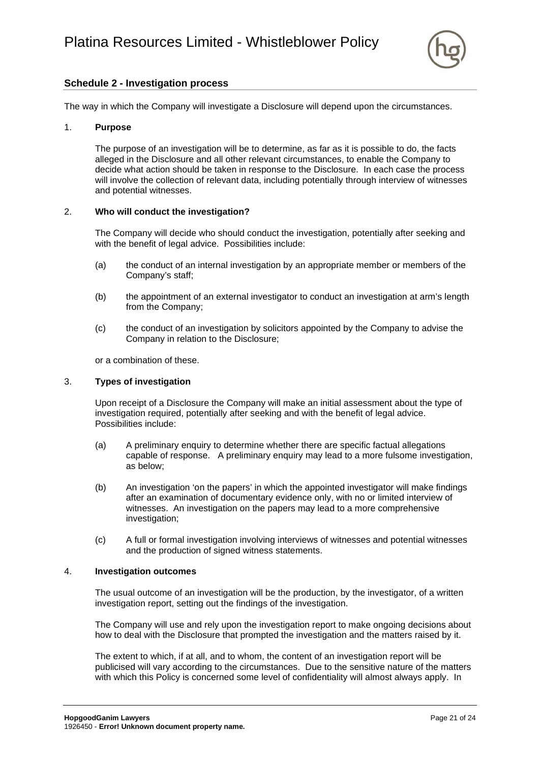## Schedule 2 - Investigation process

The way in which the Company will investigate a Disclosure will depend upon the circumstances.

1. **Purpose**

   The purpose of an investigation will be to determine, as far as it is possible to do, the facts alleged in the Disclosure and all other relevant circumstances, to enable the Company to decide what action should be taken in response to the Disclosure. In each case the process will involve the collection of relevant data, including potentially through interview of witnesses and potential witnesses.

2. **Who will conduct the investigation?**

   The Company will decide who should conduct the investigation, potentially after seeking and with the benefit of legal advice. Possibilities include:

   (a) the conduct of an internal investigation by an appropriate member or members of the Company's staff;

   (b) the appointment of an external investigator to conduct an investigation at arm's length from the Company;

   (c) the conduct of an investigation by solicitors appointed by the Company to advise the Company in relation to the Disclosure;

   or a combination of these.

3. **Types of investigation**

   Upon receipt of a Disclosure the Company will make an initial assessment about the type of investigation required, potentially after seeking and with the benefit of legal advice. Possibilities include:

   (a) A preliminary enquiry to determine whether there are specific factual allegations capable of response. A preliminary enquiry may lead to a more fulsome investigation, as below;

   (b) An investigation 'on the papers' in which the appointed investigator will make findings after an examination of documentary evidence only, with no or limited interview of witnesses. An investigation on the papers may lead to a more comprehensive investigation;

   (c) A full or formal investigation involving interviews of witnesses and potential witnesses and the production of signed witness statements.

4. **Investigation outcomes**

   The usual outcome of an investigation will be the production, by the investigator, of a written investigation report, setting out the findings of the investigation.

   The Company will use and rely upon the investigation report to make ongoing decisions about how to deal with the Disclosure that prompted the investigation and the matters raised by it.

   The extent to which, if at all, and to whom, the content of an investigation report will be publicised will vary according to the circumstances. Due to the sensitive nature of the matters with which this Policy is concerned some level of confidentiality will almost always apply. In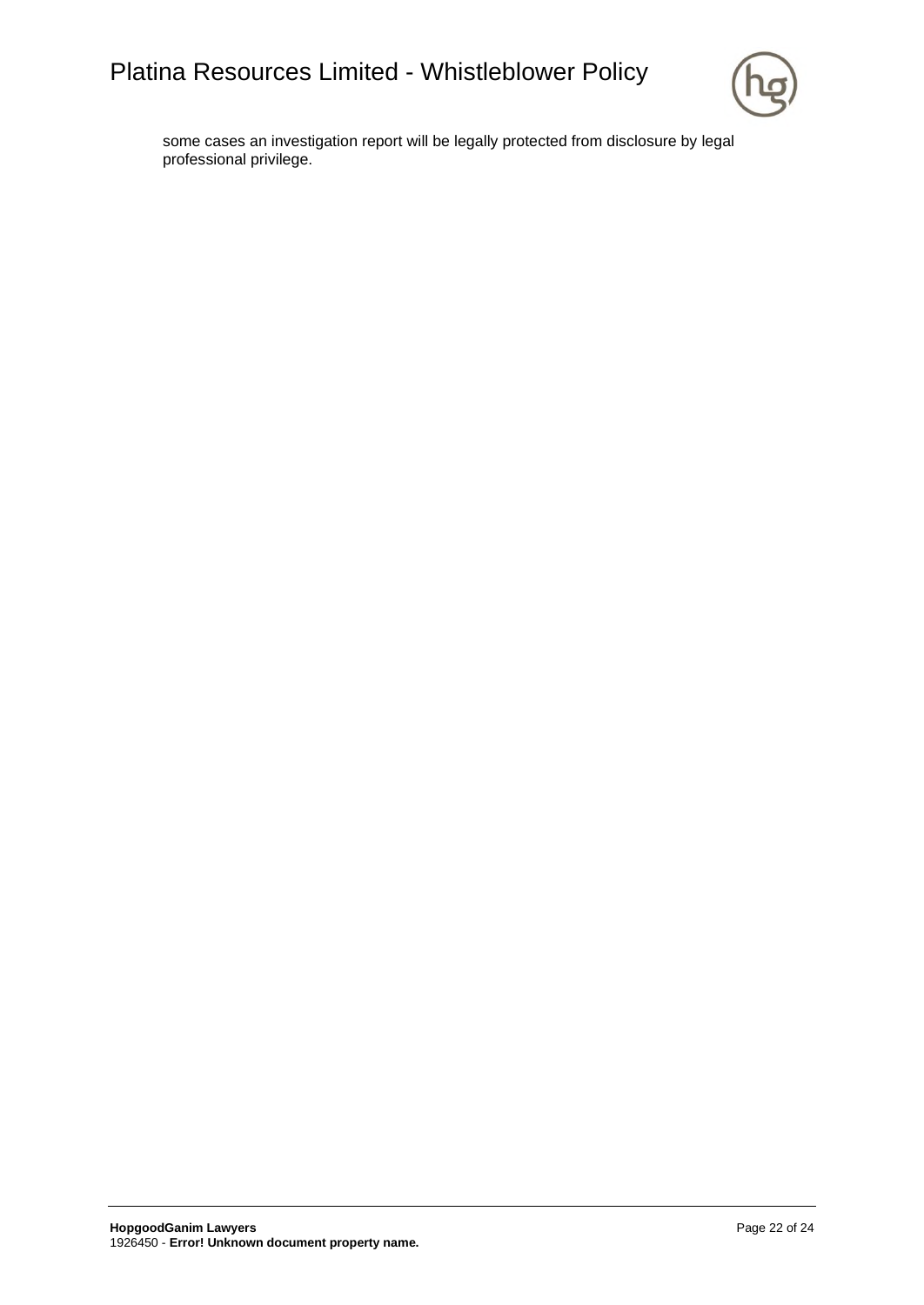some cases an investigation report will be legally protected from disclosure by legal professional privilege.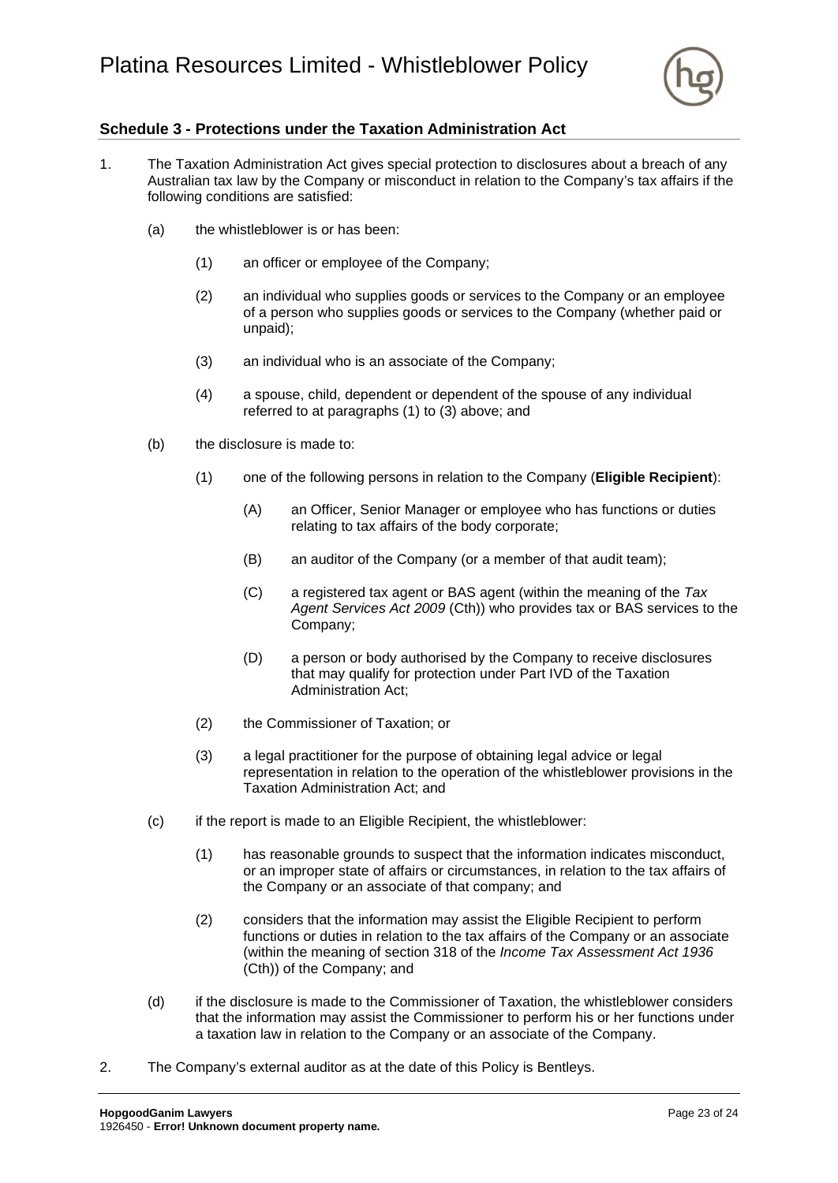### Schedule 3 - Protections under the Taxation Administration Act

1. The Taxation Administration Act gives special protection to disclosures about a breach of any Australian tax law by the Company or misconduct in relation to the Company's tax affairs if the following conditions are satisfied:

   (a) the whistleblower is or has been:

      (1) an officer or employee of the Company;

      (2) an individual who supplies goods or services to the Company or an employee of a person who supplies goods or services to the Company (whether paid or unpaid);

      (3) an individual who is an associate of the Company;

      (4) a spouse, child, dependent or dependent of the spouse of any individual referred to at paragraphs (1) to (3) above; and

   (b) the disclosure is made to:

      (1) one of the following persons in relation to the Company (**Eligible Recipient**):

         (A) an Officer, Senior Manager or employee who has functions or duties relating to tax affairs of the body corporate;

         (B) an auditor of the Company (or a member of that audit team);

         (C) a registered tax agent or BAS agent (within the meaning of the *Tax Agent Services Act 2009* (Cth)) who provides tax or BAS services to the Company;

         (D) a person or body authorised by the Company to receive disclosures that may qualify for protection under Part IVD of the Taxation Administration Act;

      (2) the Commissioner of Taxation; or

      (3) a legal practitioner for the purpose of obtaining legal advice or legal representation in relation to the operation of the whistleblower provisions in the Taxation Administration Act; and

   (c) if the report is made to an Eligible Recipient, the whistleblower:

      (1) has reasonable grounds to suspect that the information indicates misconduct, or an improper state of affairs or circumstances, in relation to the tax affairs of the Company or an associate of that company; and

      (2) considers that the information may assist the Eligible Recipient to perform functions or duties in relation to the tax affairs of the Company or an associate (within the meaning of section 318 of the *Income Tax Assessment Act 1936* (Cth)) of the Company; and

   (d) if the disclosure is made to the Commissioner of Taxation, the whistleblower considers that the information may assist the Commissioner to perform his or her functions under a taxation law in relation to the Company or an associate of the Company.

2. The Company's external auditor as at the date of this Policy is Bentleys.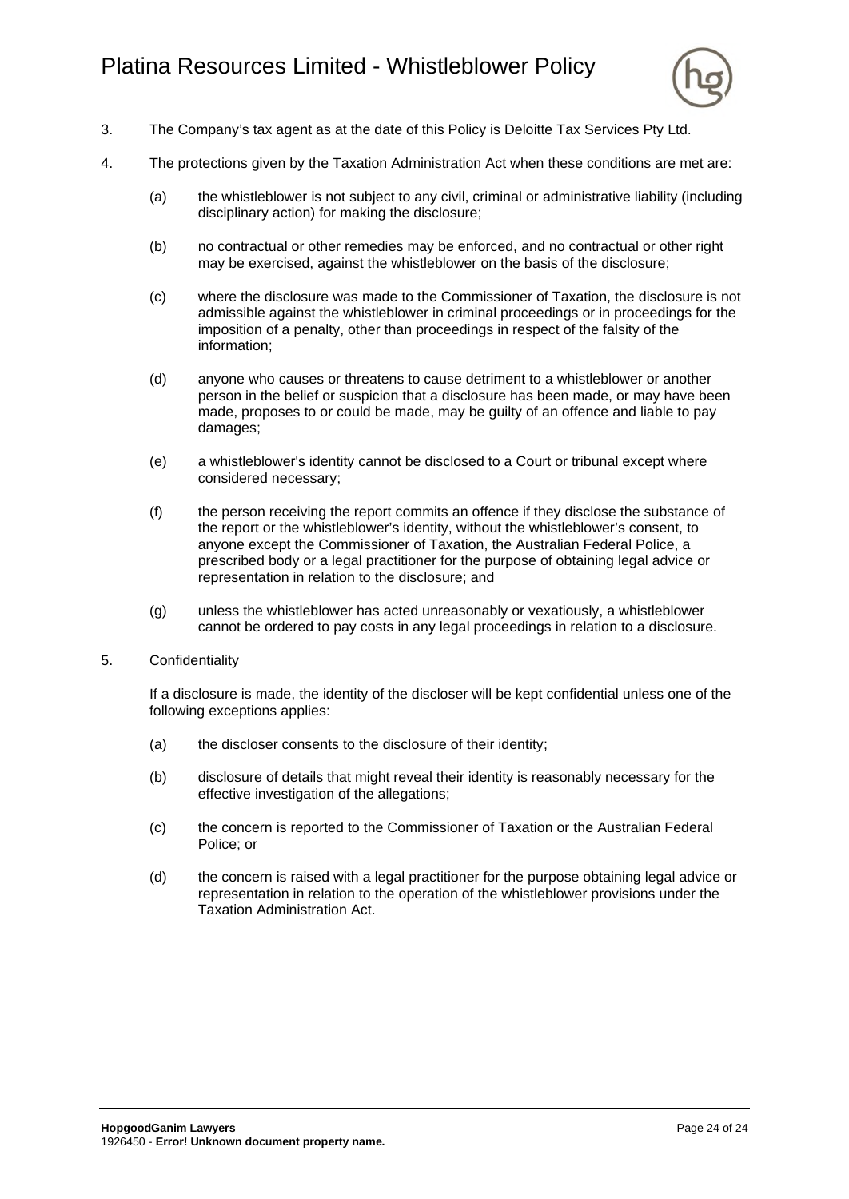3. The Company's tax agent as at the date of this Policy is Deloitte Tax Services Pty Ltd.

4. The protections given by the Taxation Administration Act when these conditions are met are:

   (a) the whistleblower is not subject to any civil, criminal or administrative liability (including disciplinary action) for making the disclosure;

   (b) no contractual or other remedies may be enforced, and no contractual or other right may be exercised, against the whistleblower on the basis of the disclosure;

   (c) where the disclosure was made to the Commissioner of Taxation, the disclosure is not admissible against the whistleblower in criminal proceedings or in proceedings for the imposition of a penalty, other than proceedings in respect of the falsity of the information;

   (d) anyone who causes or threatens to cause detriment to a whistleblower or another person in the belief or suspicion that a disclosure has been made, or may have been made, proposes to or could be made, may be guilty of an offence and liable to pay damages;

   (e) a whistleblower's identity cannot be disclosed to a Court or tribunal except where considered necessary;

   (f) the person receiving the report commits an offence if they disclose the substance of the report or the whistleblower's identity, without the whistleblower's consent, to anyone except the Commissioner of Taxation, the Australian Federal Police, a prescribed body or a legal practitioner for the purpose of obtaining legal advice or representation in relation to the disclosure; and

   (g) unless the whistleblower has acted unreasonably or vexatiously, a whistleblower cannot be ordered to pay costs in any legal proceedings in relation to a disclosure.

5. Confidentiality

   If a disclosure is made, the identity of the discloser will be kept confidential unless one of the following exceptions applies:

   (a) the discloser consents to the disclosure of their identity;

   (b) disclosure of details that might reveal their identity is reasonably necessary for the effective investigation of the allegations;

   (c) the concern is reported to the Commissioner of Taxation or the Australian Federal Police; or

   (d) the concern is raised with a legal practitioner for the purpose obtaining legal advice or representation in relation to the operation of the whistleblower provisions under the Taxation Administration Act.